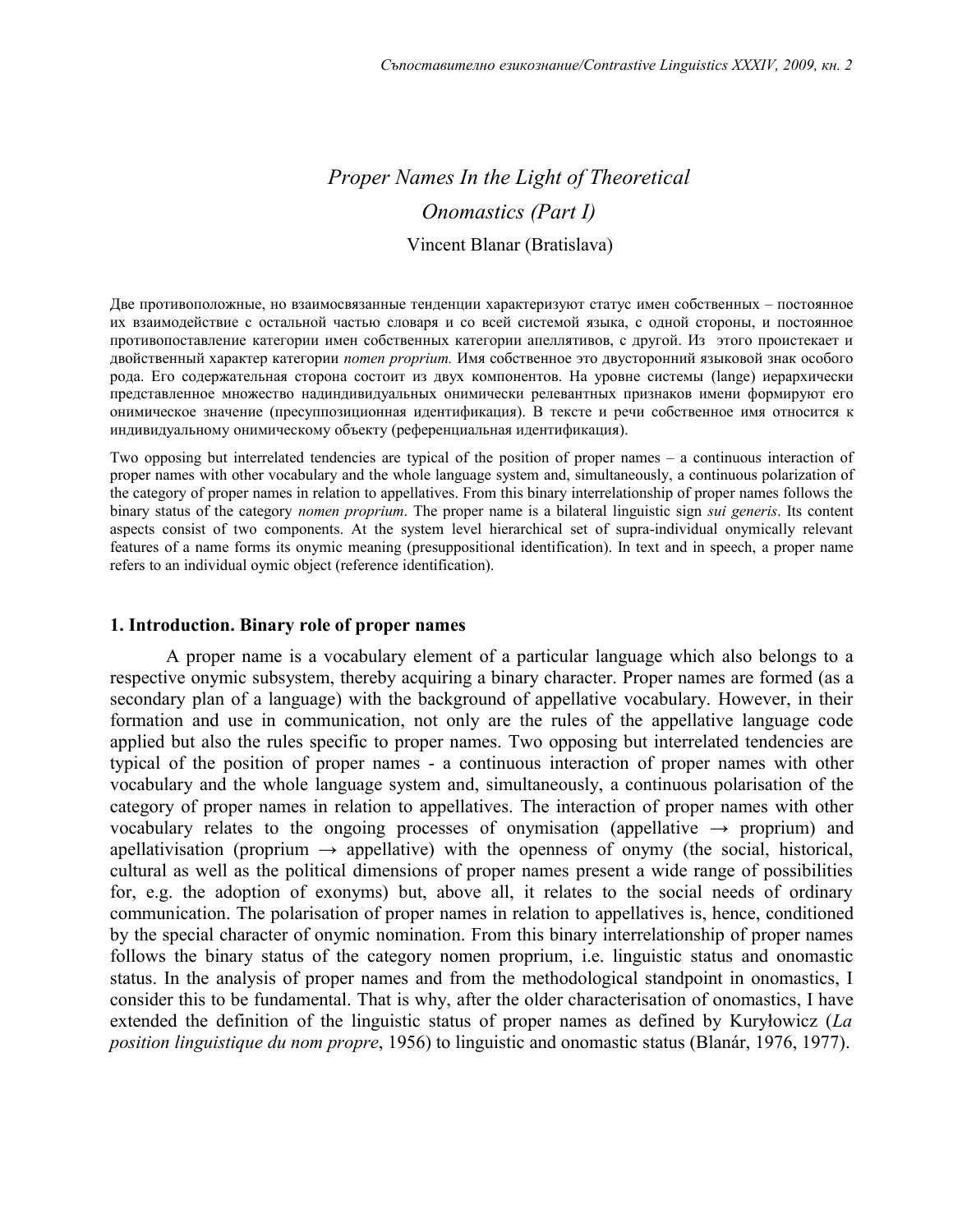# *Proper Names In the Light of Theoretical Onomastics (Part I)*

Vincent Blanar (Bratislava)

Две противоположные, но взаимосвязанные тенденции характеризуют статус имен собственных – постоянное их взаимодействие с остальной частью словаря и со всей системой языка, с одной стороны, и постоянное противопоставление категории имен собственных категории апеллятивов, с другой. Из этого проистекает и двойственный характер категории *nomen proprium.* Имя собственное это двусторонний языковой знак особого рода. Его содержательная сторона состоит из двух компонентов. На уровне системы (lange) иерархически представленное множество надиндивидуальных онимически релевантных признаков имени формируют его онимическое значение (пресуппозиционная идентификация). В тексте и речи собственное имя относится к индивидуальному онимическому объекту (референциальная идентификация).

Two opposing but interrelated tendencies are typical of the position of proper names – a continuous interaction of proper names with other vocabulary and the whole language system and, simultaneously, a continuous polarization of the category of proper names in relation to appellatives. From this binary interrelationship of proper names follows the binary status of the category *nomen proprium*. The proper name is a bilateral linguistic sign *sui generis*. Its content aspects consist of two components. At the system level hierarchical set of supra-individual onymically relevant features of a name forms its onymic meaning (presuppositional identification). In text and in speech, a proper name refers to an individual oymic object (reference identification).

## 1. Introduction. Binary role of proper names

A proper name is a vocabulary element of a particular language which also belongs to a respective onymic subsystem, thereby acquiring a binary character. Proper names are formed (as a secondary plan of a language) with the background of appellative vocabulary. However, in their formation and use in communication, not only are the rules of the appellative language code applied but also the rules specific to proper names. Two opposing but interrelated tendencies are typical of the position of proper names - a continuous interaction of proper names with other vocabulary and the whole language system and, simultaneously, a continuous polarisation of the category of proper names in relation to appellatives. The interaction of proper names with other vocabulary relates to the ongoing processes of onymisation (appellative → proprium) and apellativisation (proprium → appellative) with the openness of onymy (the social, historical, cultural as well as the political dimensions of proper names present a wide range of possibilities for, e.g. the adoption of exonyms) but, above all, it relates to the social needs of ordinary communication. The polarisation of proper names in relation to appellatives is, hence, conditioned by the special character of onymic nomination. From this binary interrelationship of proper names follows the binary status of the category nomen proprium, i.e. linguistic status and onomastic status. In the analysis of proper names and from the methodological standpoint in onomastics, I consider this to be fundamental. That is why, after the older characterisation of onomastics, I have extended the definition of the linguistic status of proper names as defined by Kuryłowicz (*La position linguistique du nom propre*, 1956) to linguistic and onomastic status (Blanár, 1976, 1977).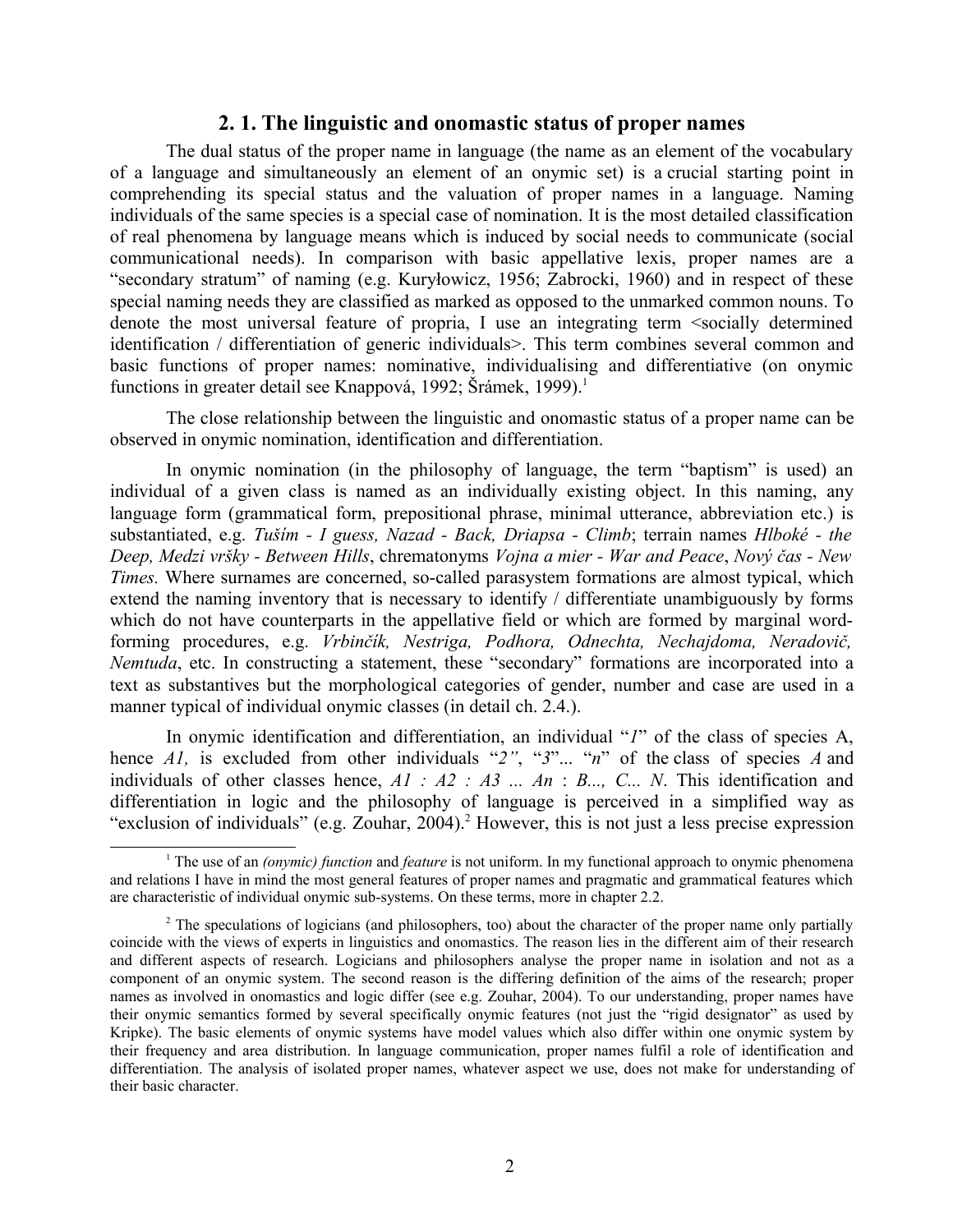## 2. 1. The linguistic and onomastic status of proper names

The dual status of the proper name in language (the name as an element of the vocabulary of a language and simultaneously an element of an onymic set) is a crucial starting point in comprehending its special status and the valuation of proper names in a language. Naming individuals of the same species is a special case of nomination. It is the most detailed classification of real phenomena by language means which is induced by social needs to communicate (social communicational needs). In comparison with basic appellative lexis, proper names are a "secondary stratum" of naming (e.g. Kuryłowicz, 1956; Zabrocki, 1960) and in respect of these special naming needs they are classified as marked as opposed to the unmarked common nouns. To denote the most universal feature of propria, I use an integrating term <socially determined identification / differentiation of generic individuals>. This term combines several common and basic functions of proper names: nominative, individualising and differentiative (on onymic functions in greater detail see Knappová, 1992; Šrámek, 1999).[1]

The close relationship between the linguistic and onomastic status of a proper name can be observed in onymic nomination, identification and differentiation.

In onymic nomination (in the philosophy of language, the term "baptism" is used) an individual of a given class is named as an individually existing object. In this naming, any language form (grammatical form, prepositional phrase, minimal utterance, abbreviation etc.) is substantiated, e.g. *Tuším - I guess, Nazad - Back, Driapsa - Climb*; terrain names *Hlboké - the Deep, Medzi vŕšky - Between Hills*, chrematonyms *Vojna a mier - War and Peace*, *Nový čas - New Times.* Where surnames are concerned, so-called parasystem formations are almost typical, which extend the naming inventory that is necessary to identify / differentiate unambiguously by forms which do not have counterparts in the appellative field or which are formed by marginal word-forming procedures, e.g. *Vrbinčík, Nestriga, Podhora, Odnechta, Nechajdoma, Neradovič, Nemtuda*, etc. In constructing a statement, these "secondary" formations are incorporated into a text as substantives but the morphological categories of gender, number and case are used in a manner typical of individual onymic classes (in detail ch. 2.4.).

In onymic identification and differentiation, an individual "*1*" of the class of species A, hence *A1,* is excluded from other individuals "*2"*, "*3*"... "*n*" of the class of species *A* and individuals of other classes hence, *A1 : A2 : A3 ... An* : *B..., C... N*. This identification and differentiation in logic and the philosophy of language is perceived in a simplified way as "exclusion of individuals" (e.g. Zouhar, 2004).[2] However, this is not just a less precise expression

---

[1] The use of an *(onymic) function* and *feature* is not uniform. In my functional approach to onymic phenomena and relations I have in mind the most general features of proper names and pragmatic and grammatical features which are characteristic of individual onymic sub-systems. On these terms, more in chapter 2.2.

[2] The speculations of logicians (and philosophers, too) about the character of the proper name only partially coincide with the views of experts in linguistics and onomastics. The reason lies in the different aim of their research and different aspects of research. Logicians and philosophers analyse the proper name in isolation and not as a component of an onymic system. The second reason is the differing definition of the aims of the research; proper names as involved in onomastics and logic differ (see e.g. Zouhar, 2004). To our understanding, proper names have their onymic semantics formed by several specifically onymic features (not just the "rigid designator" as used by Kripke). The basic elements of onymic systems have model values which also differ within one onymic system by their frequency and area distribution. In language communication, proper names fulfil a role of identification and differentiation. The analysis of isolated proper names, whatever aspect we use, does not make for understanding of their basic character.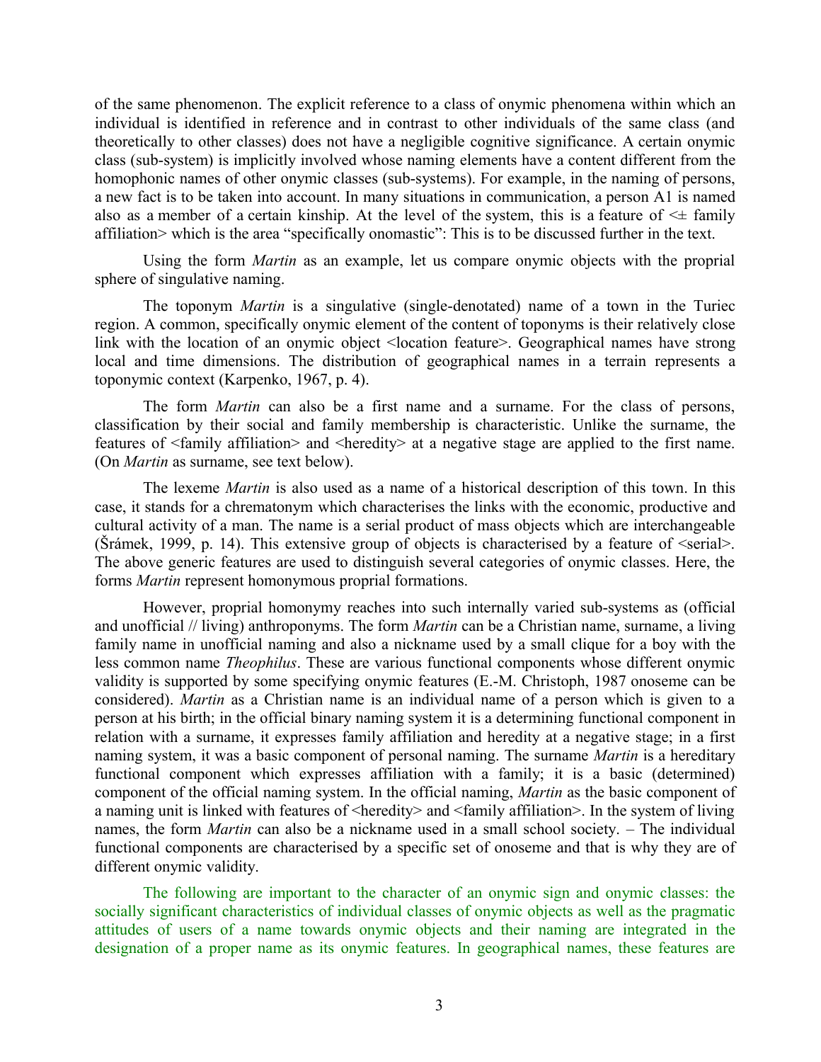of the same phenomenon. The explicit reference to a class of onymic phenomena within which an individual is identified in reference and in contrast to other individuals of the same class (and theoretically to other classes) does not have a negligible cognitive significance. A certain onymic class (sub-system) is implicitly involved whose naming elements have a content different from the homophonic names of other onymic classes (sub-systems). For example, in the naming of persons, a new fact is to be taken into account. In many situations in communication, a person A1 is named also as a member of a certain kinship. At the level of the system, this is a feature of <± family affiliation> which is the area "specifically onomastic": This is to be discussed further in the text.

Using the form *Martin* as an example, let us compare onymic objects with the proprial sphere of singulative naming.

The toponym *Martin* is a singulative (single-denotated) name of a town in the Turiec region. A common, specifically onymic element of the content of toponyms is their relatively close link with the location of an onymic object <location feature>. Geographical names have strong local and time dimensions. The distribution of geographical names in a terrain represents a toponymic context (Karpenko, 1967, p. 4).

The form *Martin* can also be a first name and a surname. For the class of persons, classification by their social and family membership is characteristic. Unlike the surname, the features of <family affiliation> and <heredity> at a negative stage are applied to the first name. (On *Martin* as surname, see text below).

The lexeme *Martin* is also used as a name of a historical description of this town. In this case, it stands for a chrematonym which characterises the links with the economic, productive and cultural activity of a man. The name is a serial product of mass objects which are interchangeable (Šrámek, 1999, p. 14). This extensive group of objects is characterised by a feature of <serial>. The above generic features are used to distinguish several categories of onymic classes. Here, the forms *Martin* represent homonymous proprial formations.

However, proprial homonymy reaches into such internally varied sub-systems as (official and unofficial // living) anthroponyms. The form *Martin* can be a Christian name, surname, a living family name in unofficial naming and also a nickname used by a small clique for a boy with the less common name *Theophilus*. These are various functional components whose different onymic validity is supported by some specifying onymic features (E.-M. Christoph, 1987 onoseme can be considered). *Martin* as a Christian name is an individual name of a person which is given to a person at his birth; in the official binary naming system it is a determining functional component in relation with a surname, it expresses family affiliation and heredity at a negative stage; in a first naming system, it was a basic component of personal naming. The surname *Martin* is a hereditary functional component which expresses affiliation with a family; it is a basic (determined) component of the official naming system. In the official naming, *Martin* as the basic component of a naming unit is linked with features of <heredity> and <family affiliation>. In the system of living names, the form *Martin* can also be a nickname used in a small school society. – The individual functional components are characterised by a specific set of onoseme and that is why they are of different onymic validity.

The following are important to the character of an onymic sign and onymic classes: the socially significant characteristics of individual classes of onymic objects as well as the pragmatic attitudes of users of a name towards onymic objects and their naming are integrated in the designation of a proper name as its onymic features. In geographical names, these features are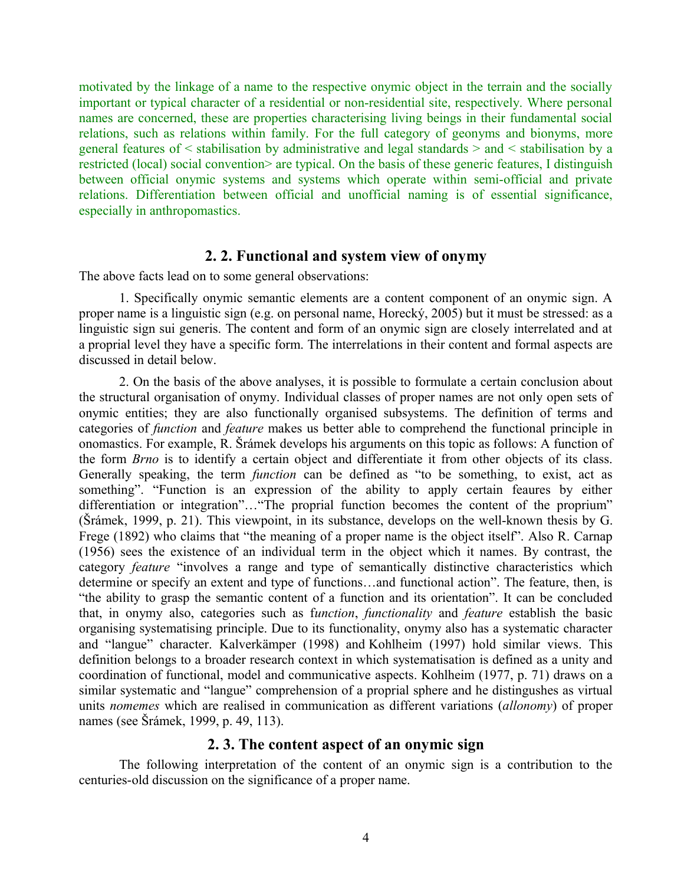motivated by the linkage of a name to the respective onymic object in the terrain and the socially important or typical character of a residential or non-residential site, respectively. Where personal names are concerned, these are properties characterising living beings in their fundamental social relations, such as relations within family. For the full category of geonyms and bionyms, more general features of < stabilisation by administrative and legal standards > and < stabilisation by a restricted (local) social convention> are typical. On the basis of these generic features, I distinguish between official onymic systems and systems which operate within semi-official and private relations. Differentiation between official and unofficial naming is of essential significance, especially in anthropomastics.

## 2. 2. Functional and system view of onymy

The above facts lead on to some general observations:

1. Specifically onymic semantic elements are a content component of an onymic sign. A proper name is a linguistic sign (e.g. on personal name, Horecký, 2005) but it must be stressed: as a linguistic sign sui generis. The content and form of an onymic sign are closely interrelated and at a proprial level they have a specific form. The interrelations in their content and formal aspects are discussed in detail below.

2. On the basis of the above analyses, it is possible to formulate a certain conclusion about the structural organisation of onymy. Individual classes of proper names are not only open sets of onymic entities; they are also functionally organised subsystems. The definition of terms and categories of *function* and *feature* makes us better able to comprehend the functional principle in onomastics. For example, R. Šrámek develops his arguments on this topic as follows: A function of the form *Brno* is to identify a certain object and differentiate it from other objects of its class. Generally speaking, the term *function* can be defined as "to be something, to exist, act as something". "Function is an expression of the ability to apply certain feaures by either differentiation or integration"…"The proprial function becomes the content of the proprium" (Šrámek, 1999, p. 21). This viewpoint, in its substance, develops on the well-known thesis by G. Frege (1892) who claims that "the meaning of a proper name is the object itself". Also R. Carnap (1956) sees the existence of an individual term in the object which it names. By contrast, the category *feature* "involves a range and type of semantically distinctive characteristics which determine or specify an extent and type of functions…and functional action". The feature, then, is "the ability to grasp the semantic content of a function and its orientation". It can be concluded that, in onymy also, categories such as f*unction*, *functionality* and *feature* establish the basic organising systematising principle. Due to its functionality, onymy also has a systematic character and "langue" character. Kalverkämper (1998) and Kohlheim (1997) hold similar views. This definition belongs to a broader research context in which systematisation is defined as a unity and coordination of functional, model and communicative aspects. Kohlheim (1977, p. 71) draws on a similar systematic and "langue" comprehension of a proprial sphere and he distingushes as virtual units *nomemes* which are realised in communication as different variations (*allonomy*) of proper names (see Šrámek, 1999, p. 49, 113).

## 2. 3. The content aspect of an onymic sign

The following interpretation of the content of an onymic sign is a contribution to the centuries-old discussion on the significance of a proper name.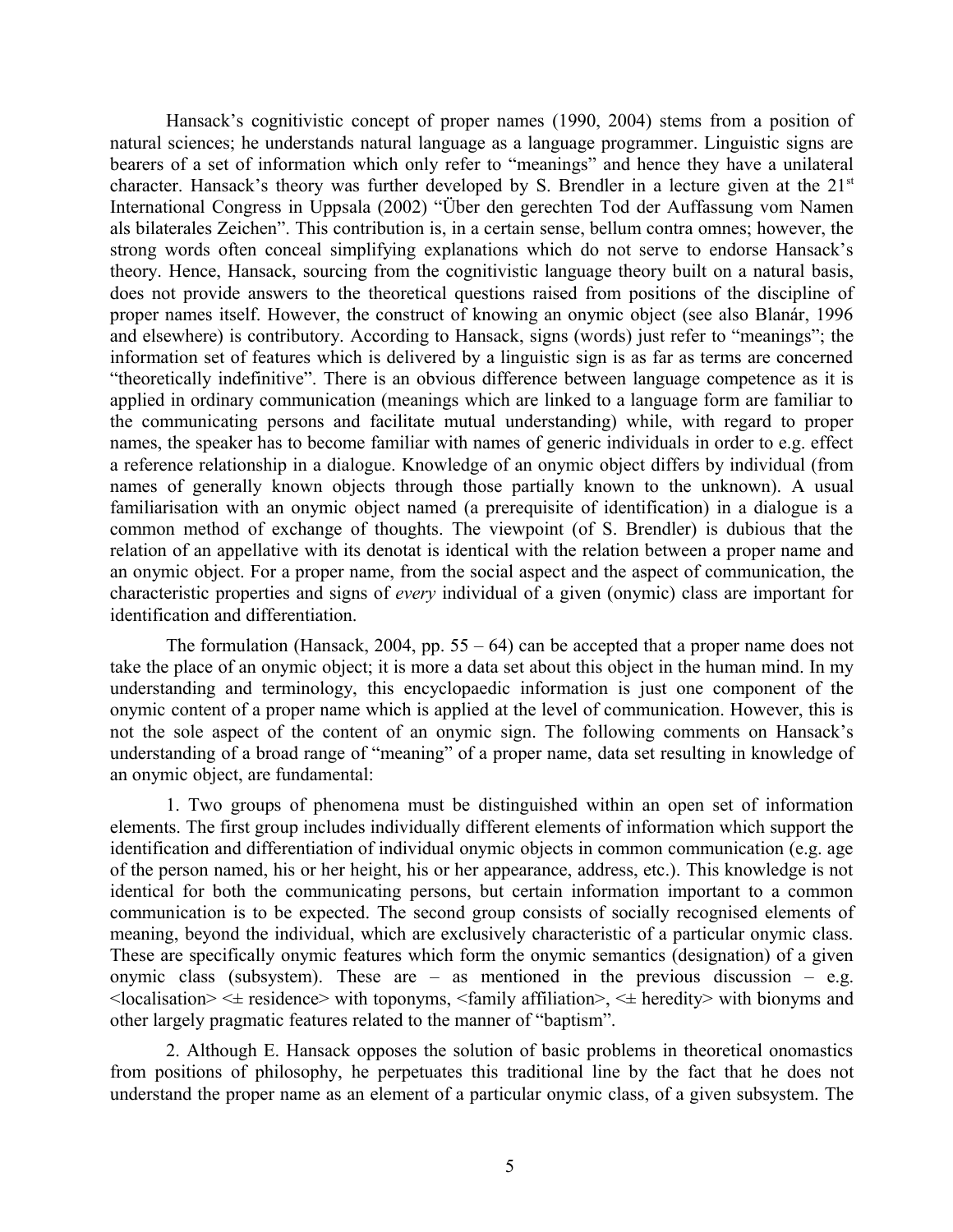Hansack's cognitivistic concept of proper names (1990, 2004) stems from a position of natural sciences; he understands natural language as a language programmer. Linguistic signs are bearers of a set of information which only refer to "meanings" and hence they have a unilateral character. Hansack's theory was further developed by S. Brendler in a lecture given at the 21st International Congress in Uppsala (2002) "Über den gerechten Tod der Auffassung vom Namen als bilaterales Zeichen". This contribution is, in a certain sense, bellum contra omnes; however, the strong words often conceal simplifying explanations which do not serve to endorse Hansack's theory. Hence, Hansack, sourcing from the cognitivistic language theory built on a natural basis, does not provide answers to the theoretical questions raised from positions of the discipline of proper names itself. However, the construct of knowing an onymic object (see also Blanár, 1996 and elsewhere) is contributory. According to Hansack, signs (words) just refer to "meanings"; the information set of features which is delivered by a linguistic sign is as far as terms are concerned "theoretically indefinitive". There is an obvious difference between language competence as it is applied in ordinary communication (meanings which are linked to a language form are familiar to the communicating persons and facilitate mutual understanding) while, with regard to proper names, the speaker has to become familiar with names of generic individuals in order to e.g. effect a reference relationship in a dialogue. Knowledge of an onymic object differs by individual (from names of generally known objects through those partially known to the unknown). A usual familiarisation with an onymic object named (a prerequisite of identification) in a dialogue is a common method of exchange of thoughts. The viewpoint (of S. Brendler) is dubious that the relation of an appellative with its denotat is identical with the relation between a proper name and an onymic object. For a proper name, from the social aspect and the aspect of communication, the characteristic properties and signs of *every* individual of a given (onymic) class are important for identification and differentiation.

The formulation (Hansack, 2004, pp. 55 – 64) can be accepted that a proper name does not take the place of an onymic object; it is more a data set about this object in the human mind. In my understanding and terminology, this encyclopaedic information is just one component of the onymic content of a proper name which is applied at the level of communication. However, this is not the sole aspect of the content of an onymic sign. The following comments on Hansack's understanding of a broad range of "meaning" of a proper name, data set resulting in knowledge of an onymic object, are fundamental:

1. Two groups of phenomena must be distinguished within an open set of information elements. The first group includes individually different elements of information which support the identification and differentiation of individual onymic objects in common communication (e.g. age of the person named, his or her height, his or her appearance, address, etc.). This knowledge is not identical for both the communicating persons, but certain information important to a common communication is to be expected. The second group consists of socially recognised elements of meaning, beyond the individual, which are exclusively characteristic of a particular onymic class. These are specifically onymic features which form the onymic semantics (designation) of a given onymic class (subsystem). These are – as mentioned in the previous discussion – e.g. <localisation> <± residence> with toponyms, <family affiliation>, <± heredity> with bionyms and other largely pragmatic features related to the manner of "baptism".

2. Although E. Hansack opposes the solution of basic problems in theoretical onomastics from positions of philosophy, he perpetuates this traditional line by the fact that he does not understand the proper name as an element of a particular onymic class, of a given subsystem. The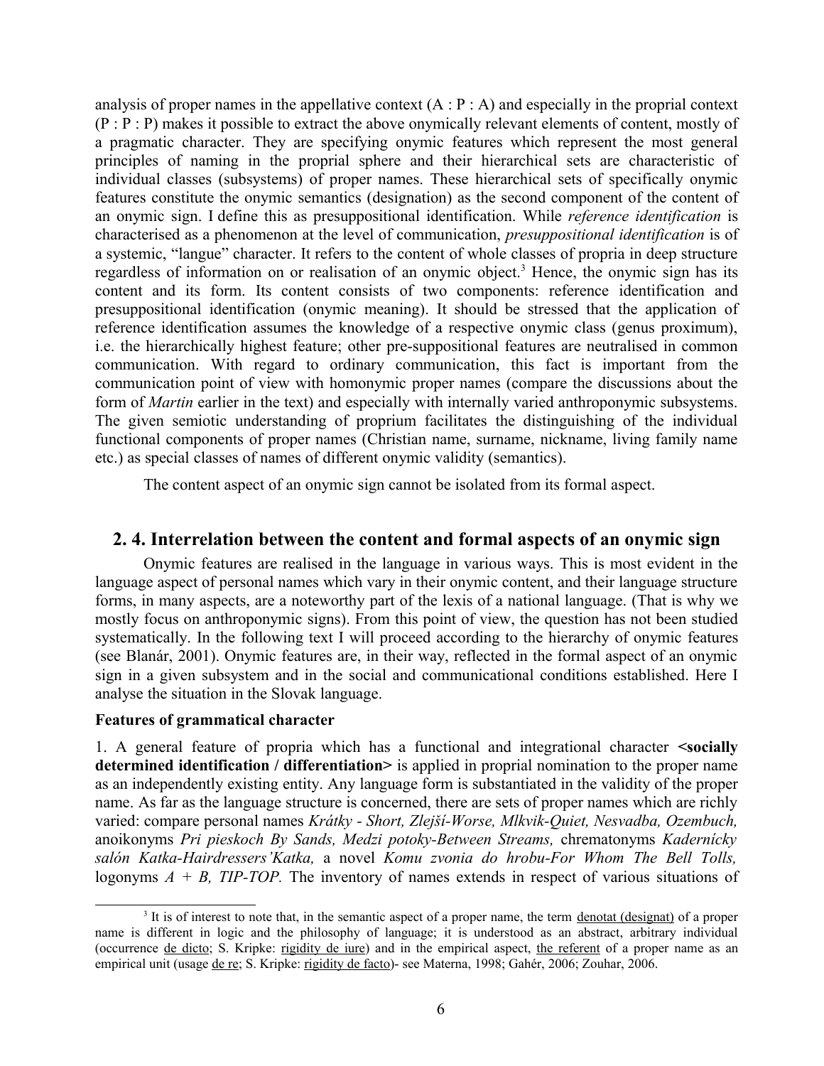analysis of proper names in the appellative context (A : P : A) and especially in the proprial context (P : P : P) makes it possible to extract the above onymically relevant elements of content, mostly of a pragmatic character. They are specifying onymic features which represent the most general principles of naming in the proprial sphere and their hierarchical sets are characteristic of individual classes (subsystems) of proper names. These hierarchical sets of specifically onymic features constitute the onymic semantics (designation) as the second component of the content of an onymic sign. I define this as presuppositional identification. While *reference identification* is characterised as a phenomenon at the level of communication, *presuppositional identification* is of a systemic, "langue" character. It refers to the content of whole classes of propria in deep structure regardless of information on or realisation of an onymic object.[3] Hence, the onymic sign has its content and its form. Its content consists of two components: reference identification and presuppositional identification (onymic meaning). It should be stressed that the application of reference identification assumes the knowledge of a respective onymic class (genus proximum), i.e. the hierarchically highest feature; other pre-suppositional features are neutralised in common communication. With regard to ordinary communication, this fact is important from the communication point of view with homonymic proper names (compare the discussions about the form of *Martin* earlier in the text) and especially with internally varied anthroponymic subsystems. The given semiotic understanding of proprium facilitates the distinguishing of the individual functional components of proper names (Christian name, surname, nickname, living family name etc.) as special classes of names of different onymic validity (semantics).

The content aspect of an onymic sign cannot be isolated from its formal aspect.

## 2. 4. Interrelation between the content and formal aspects of an onymic sign

Onymic features are realised in the language in various ways. This is most evident in the language aspect of personal names which vary in their onymic content, and their language structure forms, in many aspects, are a noteworthy part of the lexis of a national language. (That is why we mostly focus on anthroponymic signs). From this point of view, the question has not been studied systematically. In the following text I will proceed according to the hierarchy of onymic features (see Blanár, 2001). Onymic features are, in their way, reflected in the formal aspect of an onymic sign in a given subsystem and in the social and communicational conditions established. Here I analyse the situation in the Slovak language.

**Features of grammatical character**

1. A general feature of propria which has a functional and integrational character **<socially determined identification / differentiation>** is applied in proprial nomination to the proper name as an independently existing entity. Any language form is substantiated in the validity of the proper name. As far as the language structure is concerned, there are sets of proper names which are richly varied: compare personal names *Krátky - Short, Zlejší-Worse, Mlkvík-Quiet, Nesvadba, Ozembuch,* anoikonyms *Pri pieskoch By Sands, Medzi potoky-Between Streams,* chrematonyms *Kadernícky salón Katka-Hairdressers'Katka,* a novel *Komu zvonia do hrobu-For Whom The Bell Tolls,* logonyms *A + B, TIP-TOP.* The inventory of names extends in respect of various situations of

[3] It is of interest to note that, in the semantic aspect of a proper name, the term denotat (designat) of a proper name is different in logic and the philosophy of language; it is understood as an abstract, arbitrary individual (occurrence de dicto; S. Kripke: rigidity de iure) and in the empirical aspect, the referent of a proper name as an empirical unit (usage de re; S. Kripke: rigidity de facto)- see Materna, 1998; Gahér, 2006; Zouhar, 2006.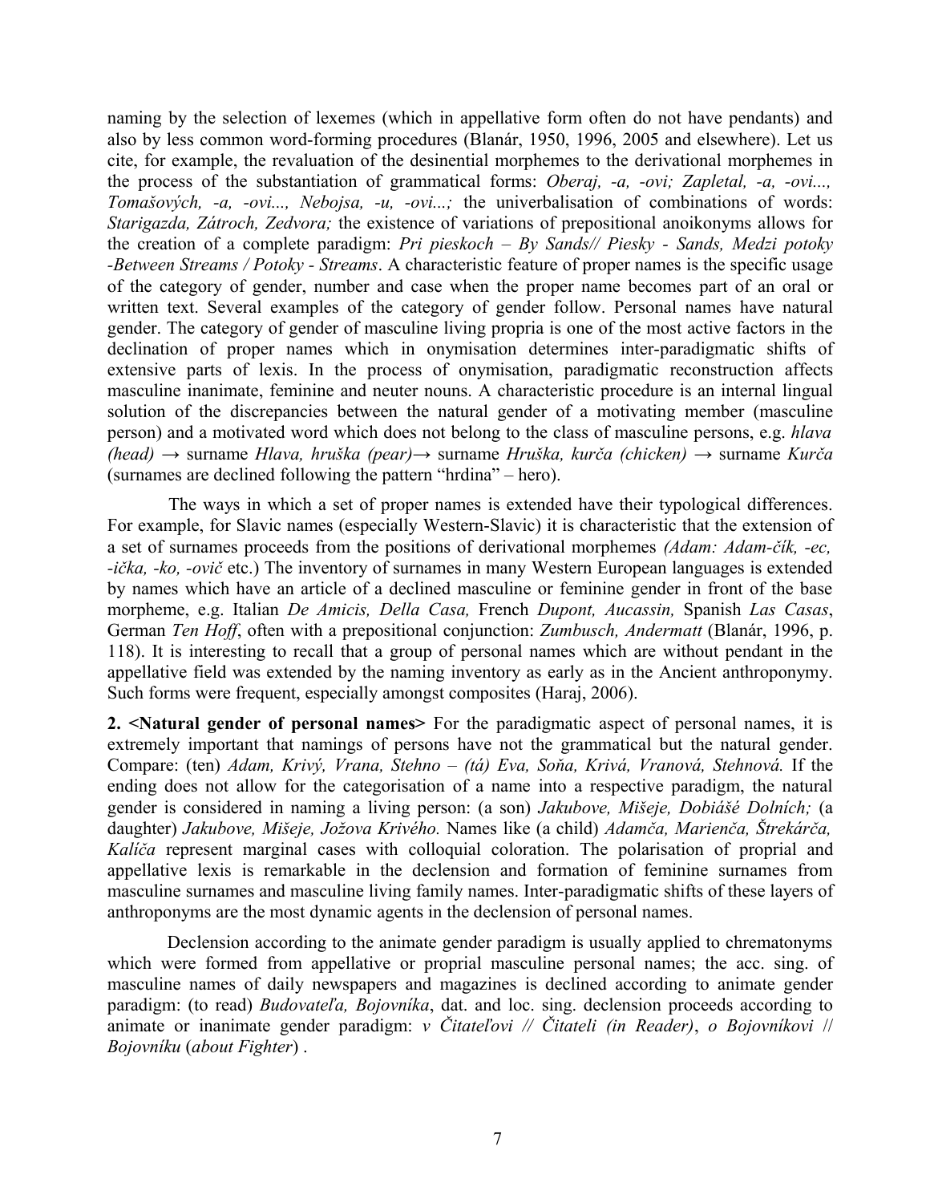naming by the selection of lexemes (which in appellative form often do not have pendants) and also by less common word-forming procedures (Blanár, 1950, 1996, 2005 and elsewhere). Let us cite, for example, the revaluation of the desinential morphemes to the derivational morphemes in the process of the substantiation of grammatical forms: *Oberaj, -a, -ovi; Zapletal, -a, -ovi..., Tomašových, -a, -ovi..., Nebojsa, -u, -ovi...;* the univerbalisation of combinations of words: *Starigazda, Zátroch, Zedvora;* the existence of variations of prepositional anoikonyms allows for the creation of a complete paradigm: *Pri pieskoch – By Sands// Piesky - Sands, Medzi potoky -Between Streams / Potoky - Streams*. A characteristic feature of proper names is the specific usage of the category of gender, number and case when the proper name becomes part of an oral or written text. Several examples of the category of gender follow. Personal names have natural gender. The category of gender of masculine living propria is one of the most active factors in the declination of proper names which in onymisation determines inter-paradigmatic shifts of extensive parts of lexis. In the process of onymisation, paradigmatic reconstruction affects masculine inanimate, feminine and neuter nouns. A characteristic procedure is an internal lingual solution of the discrepancies between the natural gender of a motivating member (masculine person) and a motivated word which does not belong to the class of masculine persons, e.g. *hlava (head)* → surname *Hlava, hruška (pear)*→ surname *Hruška, kurča (chicken)* → surname *Kurča* (surnames are declined following the pattern "hrdina" – hero).

The ways in which a set of proper names is extended have their typological differences. For example, for Slavic names (especially Western-Slavic) it is characteristic that the extension of a set of surnames proceeds from the positions of derivational morphemes *(Adam: Adam-čík, -ec, -ička, -ko, -ovič* etc.) The inventory of surnames in many Western European languages is extended by names which have an article of a declined masculine or feminine gender in front of the base morpheme, e.g. Italian *De Amicis, Della Casa,* French *Dupont, Aucassin,* Spanish *Las Casas*, German *Ten Hoff*, often with a prepositional conjunction: *Zumbusch, Andermatt* (Blanár, 1996, p. 118). It is interesting to recall that a group of personal names which are without pendant in the appellative field was extended by the naming inventory as early as in the Ancient anthroponymy. Such forms were frequent, especially amongst composites (Haraj, 2006).

**2. <Natural gender of personal names>** For the paradigmatic aspect of personal names, it is extremely important that namings of persons have not the grammatical but the natural gender. Compare: (ten) *Adam, Krivý, Vrana, Stehno – (tá) Eva, Soňa, Krivá, Vranová, Stehnová.* If the ending does not allow for the categorisation of a name into a respective paradigm, the natural gender is considered in naming a living person: (a son) *Jakubove, Mišeje, Dobiášé Dolních;* (a daughter) *Jakubove, Mišeje, Jožova Krivého.* Names like (a child) *Adamča, Marienča, Štrekárča, Kalíča* represent marginal cases with colloquial coloration. The polarisation of proprial and appellative lexis is remarkable in the declension and formation of feminine surnames from masculine surnames and masculine living family names. Inter-paradigmatic shifts of these layers of anthroponyms are the most dynamic agents in the declension of personal names.

Declension according to the animate gender paradigm is usually applied to chrematonyms which were formed from appellative or proprial masculine personal names; the acc. sing. of masculine names of daily newspapers and magazines is declined according to animate gender paradigm: (to read) *Budovateľa, Bojovníka*, dat. and loc. sing. declension proceeds according to animate or inanimate gender paradigm: *v Čitateľovi // Čitateli (in Reader)*, *o Bojovníkovi* // *Bojovníku* (*about Fighter*) .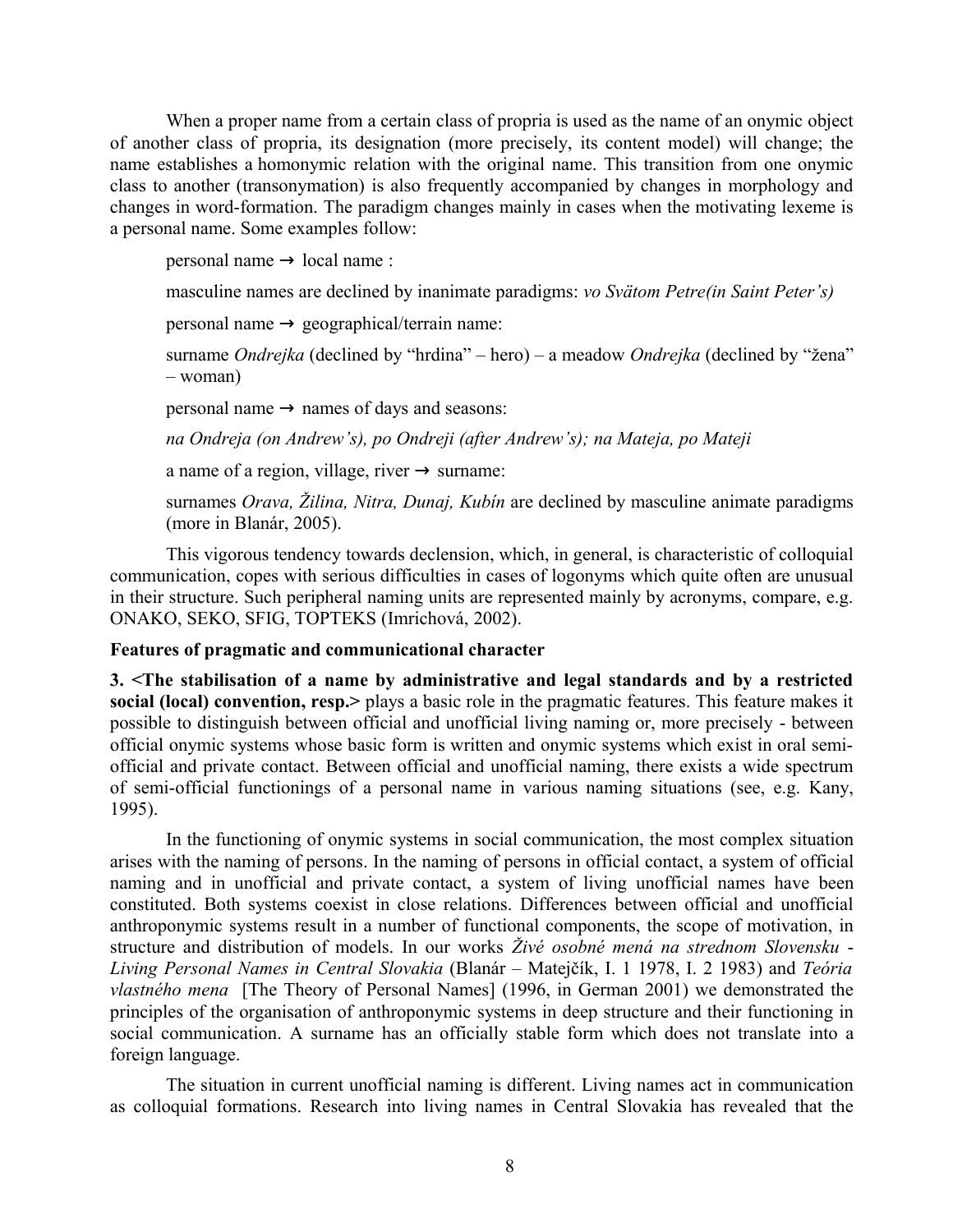When a proper name from a certain class of propria is used as the name of an onymic object of another class of propria, its designation (more precisely, its content model) will change; the name establishes a homonymic relation with the original name. This transition from one onymic class to another (transonymation) is also frequently accompanied by changes in morphology and changes in word-formation. The paradigm changes mainly in cases when the motivating lexeme is a personal name. Some examples follow:

personal name → local name :

masculine names are declined by inanimate paradigms: *vo Svätom Petre(in Saint Peter's)*

personal name → geographical/terrain name:

surname *Ondrejka* (declined by "hrdina" – hero) – a meadow *Ondrejka* (declined by "žena" – woman)

personal name → names of days and seasons:

*na Ondreja (on Andrew's), po Ondreji (after Andrew's); na Mateja, po Mateji*

a name of a region, village, river → surname:

surnames *Orava, Žilina, Nitra, Dunaj, Kubín* are declined by masculine animate paradigms (more in Blanár, 2005).

This vigorous tendency towards declension, which, in general, is characteristic of colloquial communication, copes with serious difficulties in cases of logonyms which quite often are unusual in their structure. Such peripheral naming units are represented mainly by acronyms, compare, e.g. ONAKO, SEKO, SFIG, TOPTEKS (Imrichová, 2002).

**Features of pragmatic and communicational character**

**3. <The stabilisation of a name by administrative and legal standards and by a restricted social (local) convention, resp.>** plays a basic role in the pragmatic features. This feature makes it possible to distinguish between official and unofficial living naming or, more precisely - between official onymic systems whose basic form is written and onymic systems which exist in oral semi-official and private contact. Between official and unofficial naming, there exists a wide spectrum of semi-official functionings of a personal name in various naming situations (see, e.g. Kany, 1995).

In the functioning of onymic systems in social communication, the most complex situation arises with the naming of persons. In the naming of persons in official contact, a system of official naming and in unofficial and private contact, a system of living unofficial names have been constituted. Both systems coexist in close relations. Differences between official and unofficial anthroponymic systems result in a number of functional components, the scope of motivation, in structure and distribution of models. In our works *Živé osobné mená na strednom Slovensku - Living Personal Names in Central Slovakia* (Blanár – Matejčík, I. 1 1978, I. 2 1983) and *Teória vlastného mena* [The Theory of Personal Names] (1996, in German 2001) we demonstrated the principles of the organisation of anthroponymic systems in deep structure and their functioning in social communication. A surname has an officially stable form which does not translate into a foreign language.

The situation in current unofficial naming is different. Living names act in communication as colloquial formations. Research into living names in Central Slovakia has revealed that the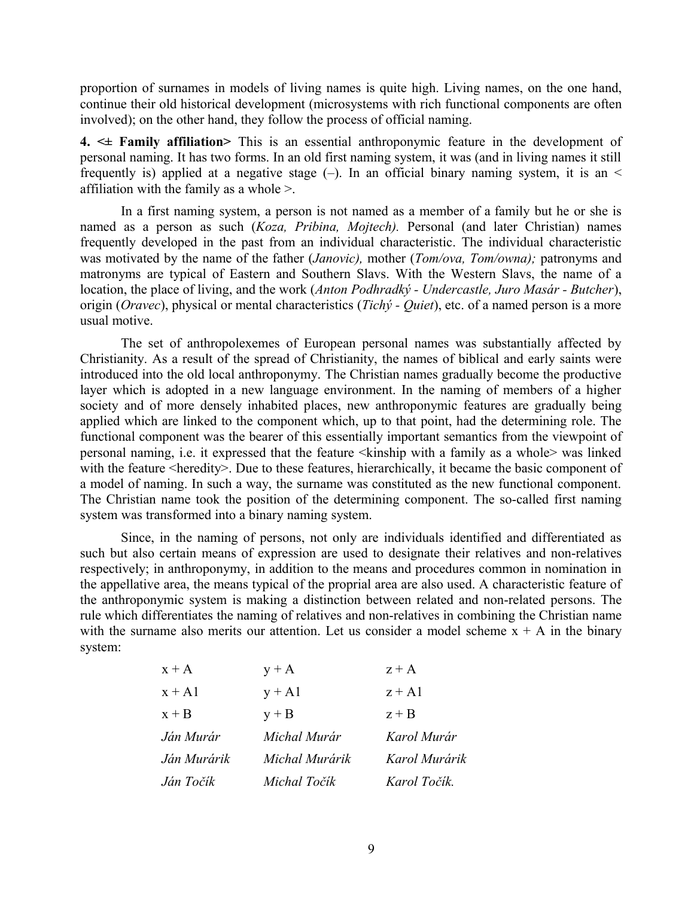proportion of surnames in models of living names is quite high. Living names, on the one hand, continue their old historical development (microsystems with rich functional components are often involved); on the other hand, they follow the process of official naming.

**4. <± Family affiliation>** This is an essential anthroponymic feature in the development of personal naming. It has two forms. In an old first naming system, it was (and in living names it still frequently is) applied at a negative stage (–). In an official binary naming system, it is an < affiliation with the family as a whole >.

In a first naming system, a person is not named as a member of a family but he or she is named as a person as such (*Koza, Pribina, Mojtech).* Personal (and later Christian) names frequently developed in the past from an individual characteristic. The individual characteristic was motivated by the name of the father (*Janovic),* mother (*Tom/ova, Tom/owna);* patronyms and matronyms are typical of Eastern and Southern Slavs. With the Western Slavs, the name of a location, the place of living, and the work (*Anton Podhradký - Undercastle, Juro Masár - Butcher*), origin (*Oravec*), physical or mental characteristics (*Tichý - Quiet*), etc. of a named person is a more usual motive.

The set of anthropolexemes of European personal names was substantially affected by Christianity. As a result of the spread of Christianity, the names of biblical and early saints were introduced into the old local anthroponymy. The Christian names gradually become the productive layer which is adopted in a new language environment. In the naming of members of a higher society and of more densely inhabited places, new anthroponymic features are gradually being applied which are linked to the component which, up to that point, had the determining role. The functional component was the bearer of this essentially important semantics from the viewpoint of personal naming, i.e. it expressed that the feature <kinship with a family as a whole> was linked with the feature <heredity>. Due to these features, hierarchically, it became the basic component of a model of naming. In such a way, the surname was constituted as the new functional component. The Christian name took the position of the determining component. The so-called first naming system was transformed into a binary naming system.

Since, in the naming of persons, not only are individuals identified and differentiated as such but also certain means of expression are used to designate their relatives and non-relatives respectively; in anthroponymy, in addition to the means and procedures common in nomination in the appellative area, the means typical of the proprial area are also used. A characteristic feature of the anthroponymic system is making a distinction between related and non-related persons. The rule which differentiates the naming of relatives and non-relatives in combining the Christian name with the surname also merits our attention. Let us consider a model scheme x + A in the binary system:

| | | |
|---|---|---|
| x + A | y + A | z + A |
| x + A1 | y + A1 | z + A1 |
| x + B | y + B | z + B |
| *Ján Murár* | *Michal Murár* | *Karol Murár* |
| *Ján Murárik* | *Michal Murárik* | *Karol Murárik* |
| *Ján Točík* | *Michal Točík* | *Karol Točík.* |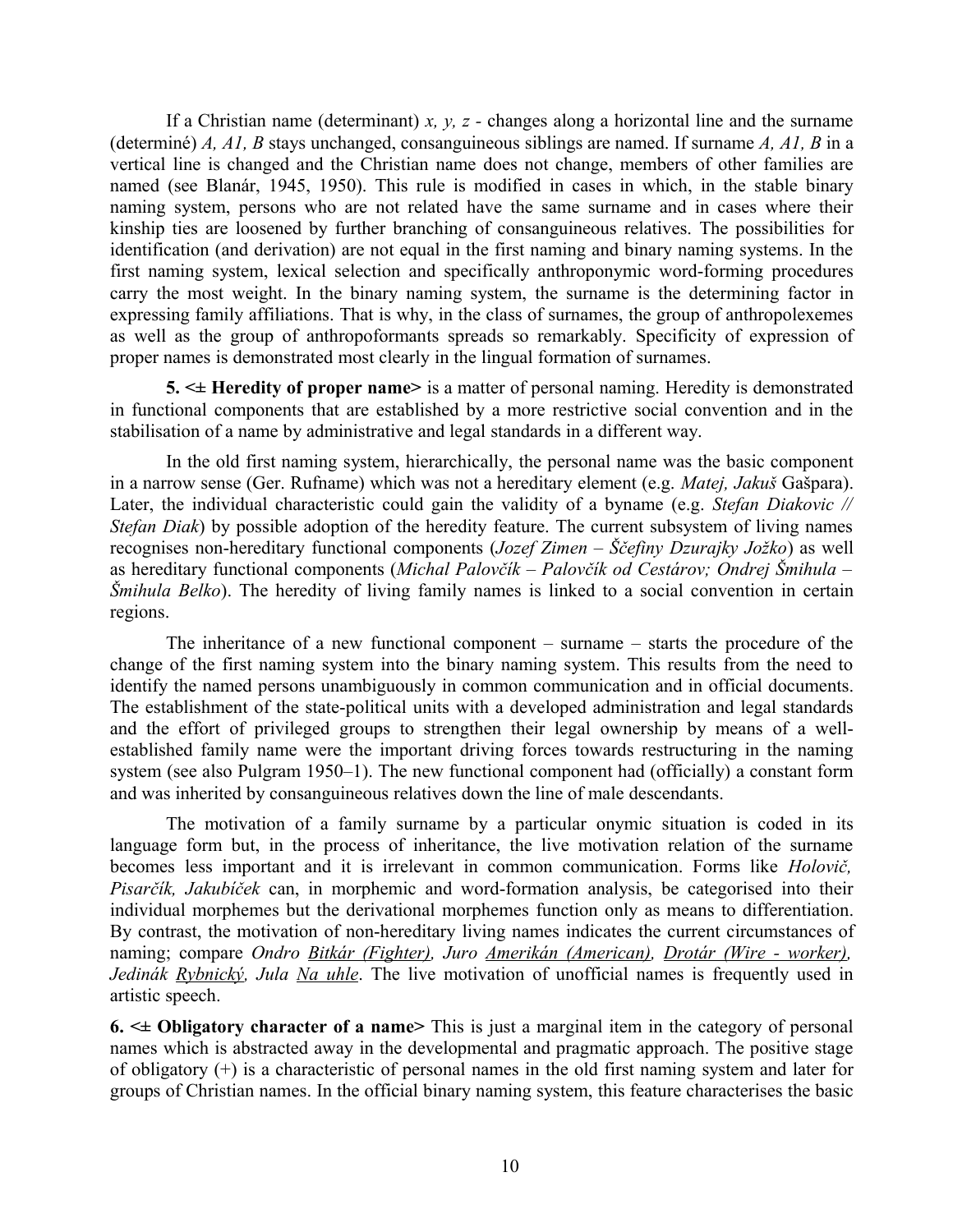If a Christian name (determinant) *x, y, z* - changes along a horizontal line and the surname (determiné) *A, A1, B* stays unchanged, consanguineous siblings are named. If surname *A, A1, B* in a vertical line is changed and the Christian name does not change, members of other families are named (see Blanár, 1945, 1950). This rule is modified in cases in which, in the stable binary naming system, persons who are not related have the same surname and in cases where their kinship ties are loosened by further branching of consanguineous relatives. The possibilities for identification (and derivation) are not equal in the first naming and binary naming systems. In the first naming system, lexical selection and specifically anthroponymic word-forming procedures carry the most weight. In the binary naming system, the surname is the determining factor in expressing family affiliations. That is why, in the class of surnames, the group of anthropolexemes as well as the group of anthropoformants spreads so remarkably. Specificity of expression of proper names is demonstrated most clearly in the lingual formation of surnames.

**5. <± Heredity of proper name>** is a matter of personal naming. Heredity is demonstrated in functional components that are established by a more restrictive social convention and in the stabilisation of a name by administrative and legal standards in a different way.

In the old first naming system, hierarchically, the personal name was the basic component in a narrow sense (Ger. Rufname) which was not a hereditary element (e.g. *Matej, Jakuš* Gašpara). Later, the individual characteristic could gain the validity of a byname (e.g. *Stefan Diakovic // Stefan Diak*) by possible adoption of the heredity feature. The current subsystem of living names recognises non-hereditary functional components (*Jozef Zimen – Ščefiny Dzurajky Jožko*) as well as hereditary functional components (*Michal Palovčík – Palovčík od Cestárov; Ondrej Šmihula – Šmihula Belko*). The heredity of living family names is linked to a social convention in certain regions.

The inheritance of a new functional component – surname – starts the procedure of the change of the first naming system into the binary naming system. This results from the need to identify the named persons unambiguously in common communication and in official documents. The establishment of the state-political units with a developed administration and legal standards and the effort of privileged groups to strengthen their legal ownership by means of a well-established family name were the important driving forces towards restructuring in the naming system (see also Pulgram 1950–1). The new functional component had (officially) a constant form and was inherited by consanguineous relatives down the line of male descendants.

The motivation of a family surname by a particular onymic situation is coded in its language form but, in the process of inheritance, the live motivation relation of the surname becomes less important and it is irrelevant in common communication. Forms like *Holovič, Pisarčík, Jakubíček* can, in morphemic and word-formation analysis, be categorised into their individual morphemes but the derivational morphemes function only as means to differentiation. By contrast, the motivation of non-hereditary living names indicates the current circumstances of naming; compare *Ondro <u>Bitkár (Fighter)</u>, Juro <u>Amerikán (American)</u>, <u>Drotár (Wire - worker)</u>, Jedinák <u>Rybnický</u>, Jula <u>Na uhle</u>*. The live motivation of unofficial names is frequently used in artistic speech.

**6. <± Obligatory character of a name>** This is just a marginal item in the category of personal names which is abstracted away in the developmental and pragmatic approach. The positive stage of obligatory (+) is a characteristic of personal names in the old first naming system and later for groups of Christian names. In the official binary naming system, this feature characterises the basic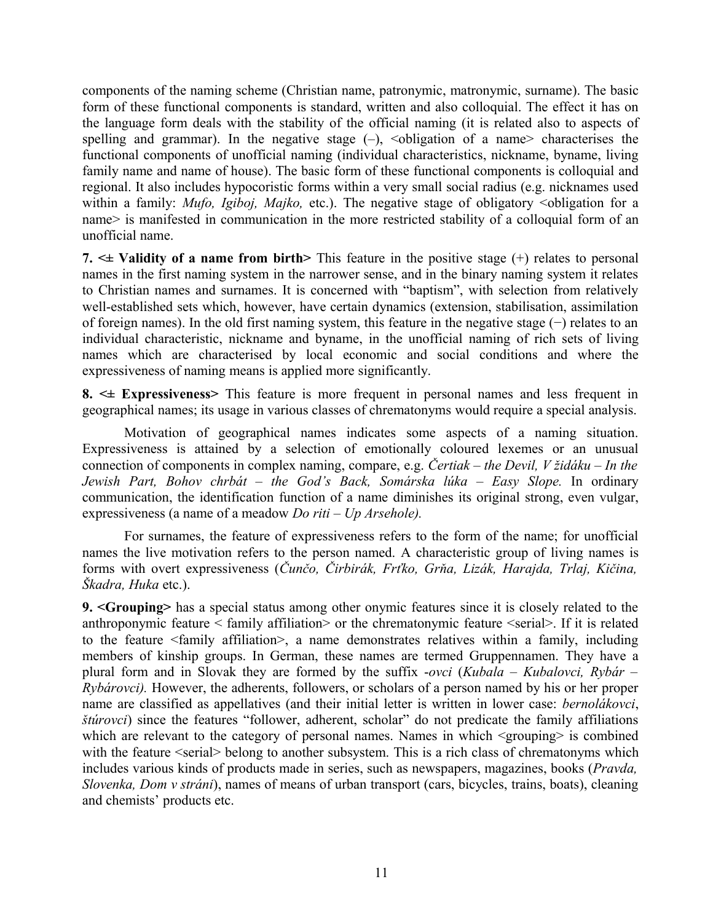components of the naming scheme (Christian name, patronymic, matronymic, surname). The basic form of these functional components is standard, written and also colloquial. The effect it has on the language form deals with the stability of the official naming (it is related also to aspects of spelling and grammar). In the negative stage (–), <obligation of a name> characterises the functional components of unofficial naming (individual characteristics, nickname, byname, living family name and name of house). The basic form of these functional components is colloquial and regional. It also includes hypocoristic forms within a very small social radius (e.g. nicknames used within a family: *Mufo, Igiboj, Majko,* etc.). The negative stage of obligatory <obligation for a name> is manifested in communication in the more restricted stability of a colloquial form of an unofficial name.

**7. <± Validity of a name from birth>** This feature in the positive stage (+) relates to personal names in the first naming system in the narrower sense, and in the binary naming system it relates to Christian names and surnames. It is concerned with "baptism", with selection from relatively well-established sets which, however, have certain dynamics (extension, stabilisation, assimilation of foreign names). In the old first naming system, this feature in the negative stage (−) relates to an individual characteristic, nickname and byname, in the unofficial naming of rich sets of living names which are characterised by local economic and social conditions and where the expressiveness of naming means is applied more significantly.

**8. <± Expressiveness>** This feature is more frequent in personal names and less frequent in geographical names; its usage in various classes of chrematonyms would require a special analysis.

Motivation of geographical names indicates some aspects of a naming situation. Expressiveness is attained by a selection of emotionally coloured lexemes or an unusual connection of components in complex naming, compare, e.g. *Čertiak – the Devil, V židáku – In the Jewish Part, Bohov chrbát – the God's Back, Somárska lúka – Easy Slope.* In ordinary communication, the identification function of a name diminishes its original strong, even vulgar, expressiveness (a name of a meadow *Do riti – Up Arsehole).*

For surnames, the feature of expressiveness refers to the form of the name; for unofficial names the live motivation refers to the person named. A characteristic group of living names is forms with overt expressiveness (*Čunčo, Čirbirák, Frťko, Grňa, Lizák, Harajda, Trlaj, Kičina, Škadra, Huka* etc.).

**9. <Grouping>** has a special status among other onymic features since it is closely related to the anthroponymic feature < family affiliation> or the chrematonymic feature <serial>. If it is related to the feature <family affiliation>, a name demonstrates relatives within a family, including members of kinship groups. In German, these names are termed Gruppennamen. They have a plural form and in Slovak they are formed by the suffix *-ovci* (*Kubala – Kubalovci, Rybár – Rybárovci).* However, the adherents, followers, or scholars of a person named by his or her proper name are classified as appellatives (and their initial letter is written in lower case: *bernolákovci*, *štúrovci*) since the features "follower, adherent, scholar" do not predicate the family affiliations which are relevant to the category of personal names. Names in which <grouping> is combined with the feature <serial> belong to another subsystem. This is a rich class of chrematonyms which includes various kinds of products made in series, such as newspapers, magazines, books (*Pravda, Slovenka, Dom v stráni*), names of means of urban transport (cars, bicycles, trains, boats), cleaning and chemists' products etc.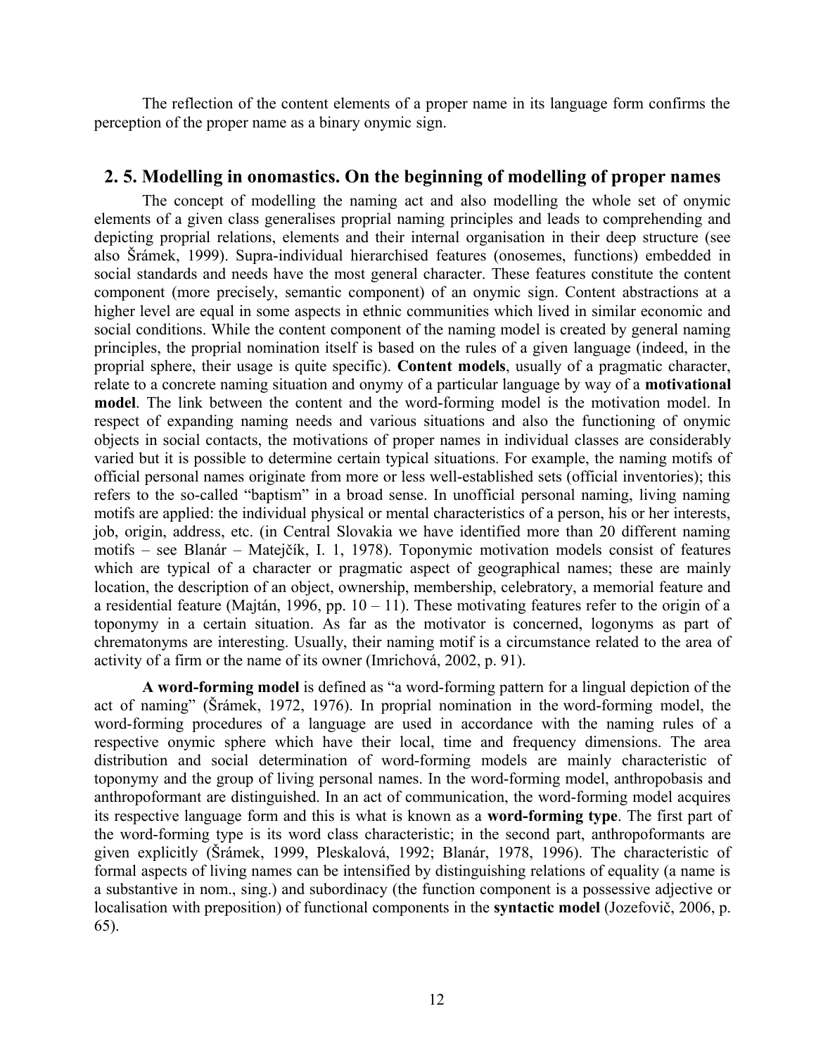The reflection of the content elements of a proper name in its language form confirms the perception of the proper name as a binary onymic sign.

## 2. 5. Modelling in onomastics. On the beginning of modelling of proper names

The concept of modelling the naming act and also modelling the whole set of onymic elements of a given class generalises proprial naming principles and leads to comprehending and depicting proprial relations, elements and their internal organisation in their deep structure (see also Šrámek, 1999). Supra-individual hierarchised features (onosemes, functions) embedded in social standards and needs have the most general character. These features constitute the content component (more precisely, semantic component) of an onymic sign. Content abstractions at a higher level are equal in some aspects in ethnic communities which lived in similar economic and social conditions. While the content component of the naming model is created by general naming principles, the proprial nomination itself is based on the rules of a given language (indeed, in the proprial sphere, their usage is quite specific). **Content models**, usually of a pragmatic character, relate to a concrete naming situation and onymy of a particular language by way of a **motivational model**. The link between the content and the word-forming model is the motivation model. In respect of expanding naming needs and various situations and also the functioning of onymic objects in social contacts, the motivations of proper names in individual classes are considerably varied but it is possible to determine certain typical situations. For example, the naming motifs of official personal names originate from more or less well-established sets (official inventories); this refers to the so-called "baptism" in a broad sense. In unofficial personal naming, living naming motifs are applied: the individual physical or mental characteristics of a person, his or her interests, job, origin, address, etc. (in Central Slovakia we have identified more than 20 different naming motifs – see Blanár – Matejčík, I. 1, 1978). Toponymic motivation models consist of features which are typical of a character or pragmatic aspect of geographical names; these are mainly location, the description of an object, ownership, membership, celebratory, a memorial feature and a residential feature (Majtán, 1996, pp. 10 – 11). These motivating features refer to the origin of a toponymy in a certain situation. As far as the motivator is concerned, logonyms as part of chrematonyms are interesting. Usually, their naming motif is a circumstance related to the area of activity of a firm or the name of its owner (Imrichová, 2002, p. 91).

**A word-forming model** is defined as "a word-forming pattern for a lingual depiction of the act of naming" (Šrámek, 1972, 1976). In proprial nomination in the word-forming model, the word-forming procedures of a language are used in accordance with the naming rules of a respective onymic sphere which have their local, time and frequency dimensions. The area distribution and social determination of word-forming models are mainly characteristic of toponymy and the group of living personal names. In the word-forming model, anthropobasis and anthropoformant are distinguished. In an act of communication, the word-forming model acquires its respective language form and this is what is known as a **word-forming type**. The first part of the word-forming type is its word class characteristic; in the second part, anthropoformants are given explicitly (Šrámek, 1999, Pleskalová, 1992; Blanár, 1978, 1996). The characteristic of formal aspects of living names can be intensified by distinguishing relations of equality (a name is a substantive in nom., sing.) and subordinacy (the function component is a possessive adjective or localisation with preposition) of functional components in the **syntactic model** (Jozefovič, 2006, p. 65).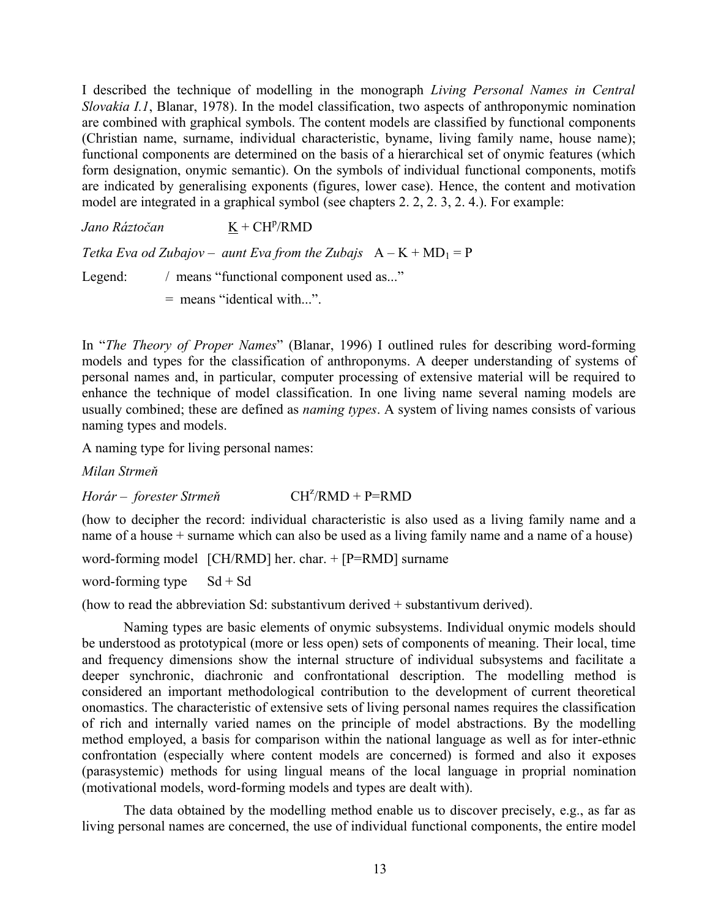I described the technique of modelling in the monograph *Living Personal Names in Central Slovakia I.1*, Blanar, 1978). In the model classification, two aspects of anthroponymic nomination are combined with graphical symbols. The content models are classified by functional components (Christian name, surname, individual characteristic, byname, living family name, house name); functional components are determined on the basis of a hierarchical set of onymic features (which form designation, onymic semantic). On the symbols of individual functional components, motifs are indicated by generalising exponents (figures, lower case). Hence, the content and motivation model are integrated in a graphical symbol (see chapters 2. 2, 2. 3, 2. 4.). For example:

*Jano Ráztočan* $\underline{K}$ + $CH^{p}$/RMD

*Tetka Eva od Zubajov – aunt Eva from the Zubajs* A – K + $MD_{1}$ = P

Legend: / means "functional component used as..."

= means "identical with...".

In "*The Theory of Proper Names*" (Blanar, 1996) I outlined rules for describing word-forming models and types for the classification of anthroponyms. A deeper understanding of systems of personal names and, in particular, computer processing of extensive material will be required to enhance the technique of model classification. In one living name several naming models are usually combined; these are defined as *naming types*. A system of living names consists of various naming types and models.

A naming type for living personal names:

*Milan Strmeň*

*Horár – forester Strmeň* $CH^{z}$/RMD + P=RMD

(how to decipher the record: individual characteristic is also used as a living family name and a name of a house + surname which can also be used as a living family name and a name of a house)

word-forming model [CH/RMD] her. char. + [P=RMD] surname

word-forming type Sd + Sd

(how to read the abbreviation Sd: substantivum derived + substantivum derived).

Naming types are basic elements of onymic subsystems. Individual onymic models should be understood as prototypical (more or less open) sets of components of meaning. Their local, time and frequency dimensions show the internal structure of individual subsystems and facilitate a deeper synchronic, diachronic and confrontational description. The modelling method is considered an important methodological contribution to the development of current theoretical onomastics. The characteristic of extensive sets of living personal names requires the classification of rich and internally varied names on the principle of model abstractions. By the modelling method employed, a basis for comparison within the national language as well as for inter-ethnic confrontation (especially where content models are concerned) is formed and also it exposes (parasystemic) methods for using lingual means of the local language in proprial nomination (motivational models, word-forming models and types are dealt with).

The data obtained by the modelling method enable us to discover precisely, e.g., as far as living personal names are concerned, the use of individual functional components, the entire model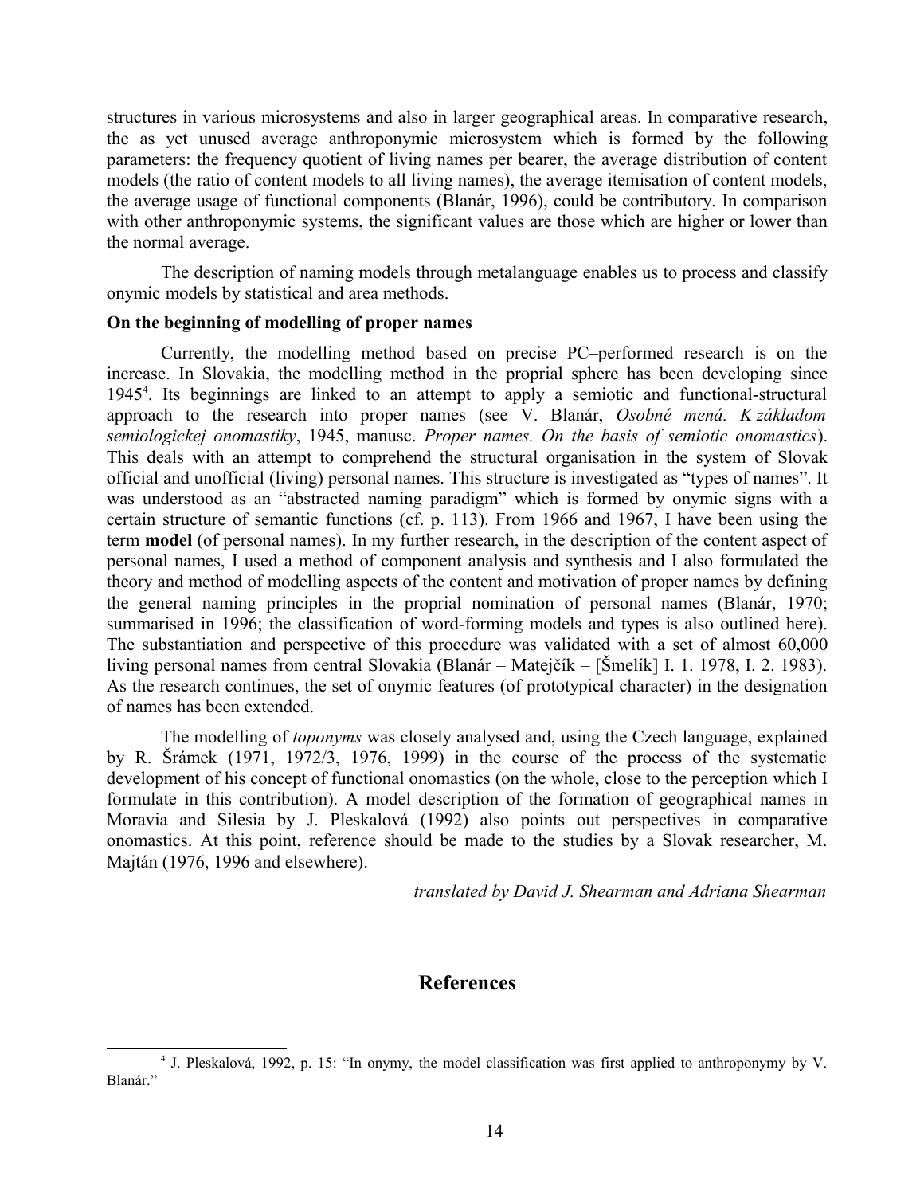structures in various microsystems and also in larger geographical areas. In comparative research, the as yet unused average anthroponymic microsystem which is formed by the following parameters: the frequency quotient of living names per bearer, the average distribution of content models (the ratio of content models to all living names), the average itemisation of content models, the average usage of functional components (Blanár, 1996), could be contributory. In comparison with other anthroponymic systems, the significant values are those which are higher or lower than the normal average.

The description of naming models through metalanguage enables us to process and classify onymic models by statistical and area methods.

**On the beginning of modelling of proper names**

Currently, the modelling method based on precise PC–performed research is on the increase. In Slovakia, the modelling method in the proprial sphere has been developing since 1945[4]. Its beginnings are linked to an attempt to apply a semiotic and functional-structural approach to the research into proper names (see V. Blanár, *Osobné mená. K základom semiologickej onomastiky*, 1945, manusc. *Proper names. On the basis of semiotic onomastics*). This deals with an attempt to comprehend the structural organisation in the system of Slovak official and unofficial (living) personal names. This structure is investigated as "types of names". It was understood as an "abstracted naming paradigm" which is formed by onymic signs with a certain structure of semantic functions (cf. p. 113). From 1966 and 1967, I have been using the term **model** (of personal names). In my further research, in the description of the content aspect of personal names, I used a method of component analysis and synthesis and I also formulated the theory and method of modelling aspects of the content and motivation of proper names by defining the general naming principles in the proprial nomination of personal names (Blanár, 1970; summarised in 1996; the classification of word-forming models and types is also outlined here). The substantiation and perspective of this procedure was validated with a set of almost 60,000 living personal names from central Slovakia (Blanár – Matejčík – [Šmelík] I. 1. 1978, I. 2. 1983). As the research continues, the set of onymic features (of prototypical character) in the designation of names has been extended.

The modelling of *toponyms* was closely analysed and, using the Czech language, explained by R. Šrámek (1971, 1972/3, 1976, 1999) in the course of the process of the systematic development of his concept of functional onomastics (on the whole, close to the perception which I formulate in this contribution). A model description of the formation of geographical names in Moravia and Silesia by J. Pleskalová (1992) also points out perspectives in comparative onomastics. At this point, reference should be made to the studies by a Slovak researcher, M. Majtán (1976, 1996 and elsewhere).

*translated by David J. Shearman and Adriana Shearman*

## References

[4] J. Pleskalová, 1992, p. 15: "In onymy, the model classification was first applied to anthroponymy by V. Blanár."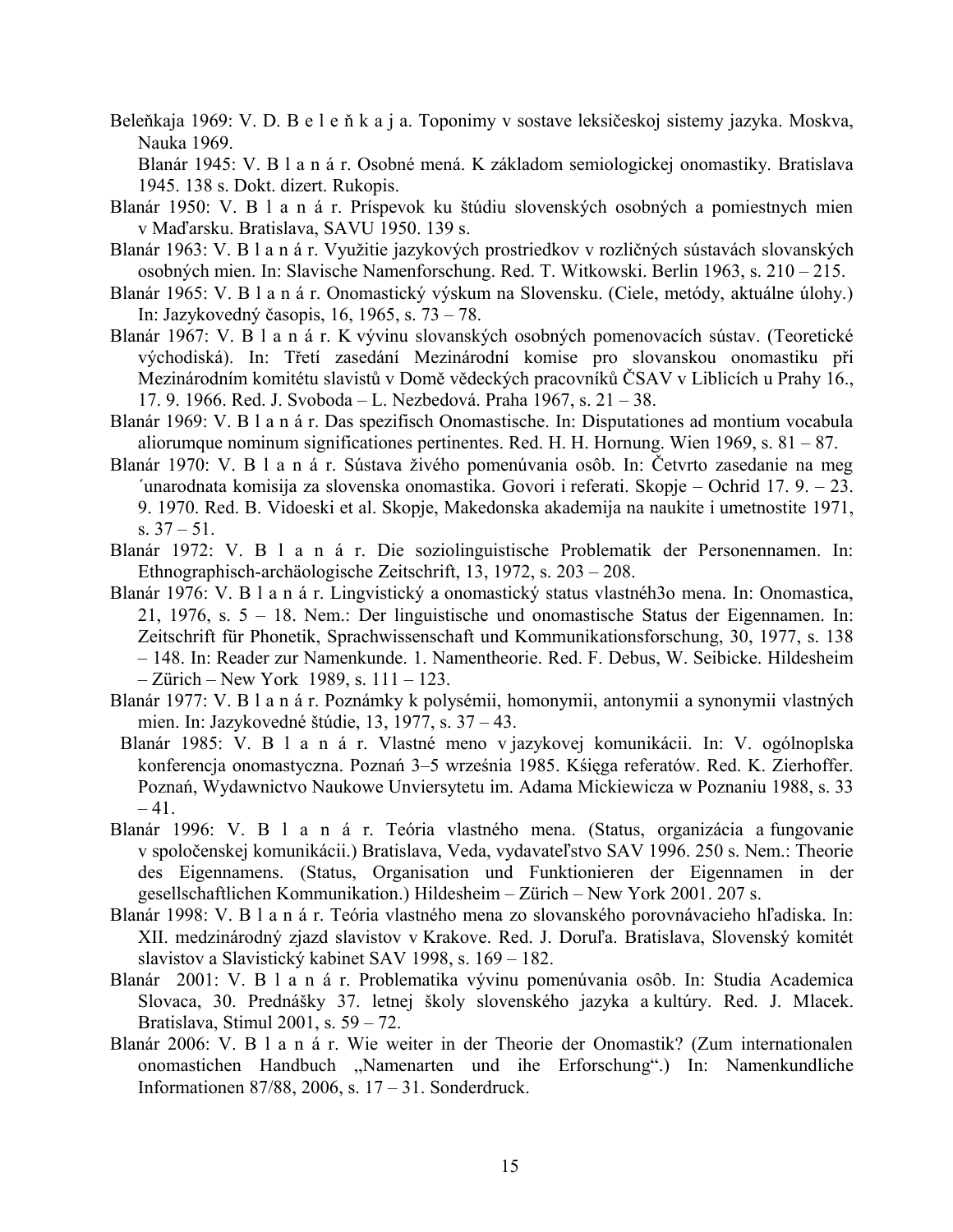Beleňkaja 1969: V. D. B e l e ň k a j a. Toponimy v sostave leksičeskoj sistemy jazyka. Moskva, Nauka 1969.

Blanár 1945: V. B l a n á r. Osobné mená. K základom semiologickej onomastiky. Bratislava 1945. 138 s. Dokt. dizert. Rukopis.

Blanár 1950: V. B l a n á r. Príspevok ku štúdiu slovenských osobných a pomiestnych mien v Maďarsku. Bratislava, SAVU 1950. 139 s.

Blanár 1963: V. B l a n á r. Využitie jazykových prostriedkov v rozličných sústavách slovanských osobných mien. In: Slavische Namenforschung. Red. T. Witkowski. Berlin 1963, s. 210 – 215.

Blanár 1965: V. B l a n á r. Onomastický výskum na Slovensku. (Ciele, metódy, aktuálne úlohy.) In: Jazykovedný časopis, 16, 1965, s. 73 – 78.

Blanár 1967: V. B l a n á r. K vývinu slovanských osobných pomenovacích sústav. (Teoretické východiská). In: Třetí zasedání Mezinárodní komise pro slovanskou onomastiku při Mezinárodním komitétu slavistů v Domě vědeckých pracovníků ČSAV v Liblicích u Prahy 16., 17. 9. 1966. Red. J. Svoboda – L. Nezbedová. Praha 1967, s. 21 – 38.

Blanár 1969: V. B l a n á r. Das spezifisch Onomastische. In: Disputationes ad montium vocabula aliorumque nominum significationes pertinentes. Red. H. H. Hornung. Wien 1969, s. 81 – 87.

Blanár 1970: V. B l a n á r. Sústava živého pomenúvania osôb. In: Četvrto zasedanie na meg ´unarodnata komisija za slovenska onomastika. Govori i referati. Skopje – Ochrid 17. 9. – 23. 9. 1970. Red. B. Vidoeski et al. Skopje, Makedonska akademija na naukite i umetnostite 1971, s. 37 – 51.

Blanár 1972: V. B l a n á r. Die soziolinguistische Problematik der Personennamen. In: Ethnographisch-archäologische Zeitschrift, 13, 1972, s. 203 – 208.

Blanár 1976: V. B l a n á r. Lingvistický a onomastický status vlastnéh3o mena. In: Onomastica, 21, 1976, s. 5 – 18. Nem.: Der linguistische und onomastische Status der Eigennamen. In: Zeitschrift für Phonetik, Sprachwissenschaft und Kommunikationsforschung, 30, 1977, s. 138 – 148. In: Reader zur Namenkunde. 1. Namentheorie. Red. F. Debus, W. Seibicke. Hildesheim – Zürich – New York 1989, s. 111 – 123.

Blanár 1977: V. B l a n á r. Poznámky k polysémii, homonymii, antonymii a synonymii vlastných mien. In: Jazykovedné štúdie, 13, 1977, s. 37 – 43.

Blanár 1985: V. B l a n á r. Vlastné meno v jazykovej komunikácii. In: V. ogólnoplska konferencja onomastyczna. Poznań 3–5 września 1985. Księga referatów. Red. K. Zierhoffer. Poznań, Wydawnictwo Naukowe Unviersytetu im. Adama Mickiewicza w Poznaniu 1988, s. 33 – 41.

Blanár 1996: V. B l a n á r. Teória vlastného mena. (Status, organizácia a fungovanie v spoločenskej komunikácii.) Bratislava, Veda, vydavateľstvo SAV 1996. 250 s. Nem.: Theorie des Eigennamens. (Status, Organisation und Funktionieren der Eigennamen in der gesellschaftlichen Kommunikation.) Hildesheim – Zürich – New York 2001. 207 s.

Blanár 1998: V. B l a n á r. Teória vlastného mena zo slovanského porovnávacieho hľadiska. In: XII. medzinárodný zjazd slavistov v Krakove. Red. J. Doruľa. Bratislava, Slovenský komitét slavistov a Slavistický kabinet SAV 1998, s. 169 – 182.

Blanár 2001: V. B l a n á r. Problematika vývinu pomenúvania osôb. In: Studia Academica Slovaca, 30. Prednášky 37. letnej školy slovenského jazyka a kultúry. Red. J. Mlacek. Bratislava, Stimul 2001, s. 59 – 72.

Blanár 2006: V. B l a n á r. Wie weiter in der Theorie der Onomastik? (Zum internationalen onomastichen Handbuch „Namenarten und ihe Erforschung“.) In: Namenkundliche Informationen 87/88, 2006, s. 17 – 31. Sonderdruck.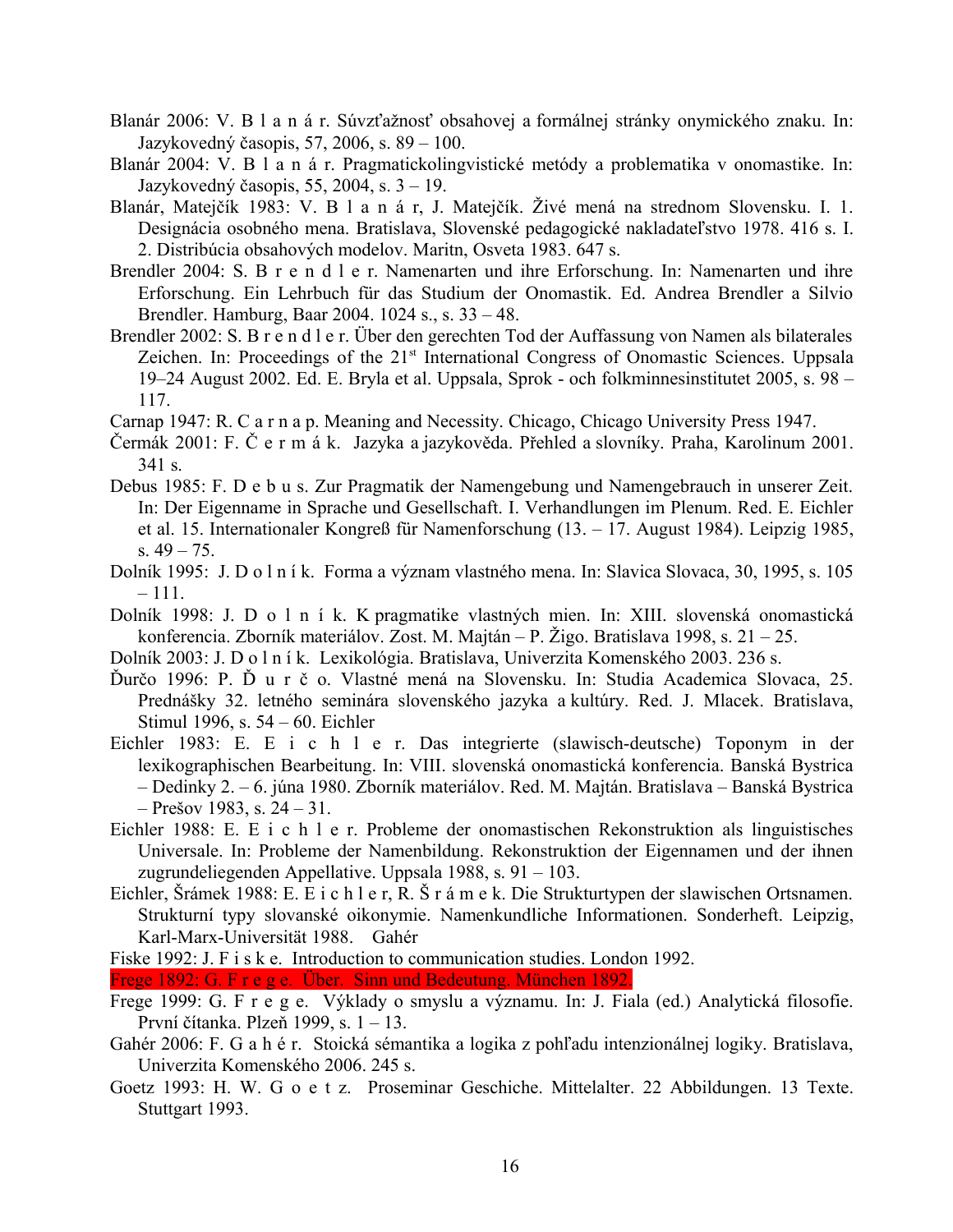Blanár 2006: V. B l a n á r. Súvzťažnosť obsahovej a formálnej stránky onymického znaku. In: Jazykovedný časopis, 57, 2006, s. 89 – 100.

Blanár 2004: V. B l a n á r. Pragmatickolingvistické metódy a problematika v onomastike. In: Jazykovedný časopis, 55, 2004, s. 3 – 19.

Blanár, Matejčík 1983: V. B l a n á r, J. Matejčík. Živé mená na strednom Slovensku. I. 1. Designácia osobného mena. Bratislava, Slovenské pedagogické nakladateľstvo 1978. 416 s. I. 2. Distribúcia obsahových modelov. Maritn, Osveta 1983. 647 s.

Brendler 2004: S. B r e n d l e r. Namenarten und ihre Erforschung. In: Namenarten und ihre Erforschung. Ein Lehrbuch für das Studium der Onomastik. Ed. Andrea Brendler a Silvio Brendler. Hamburg, Baar 2004. 1024 s., s. 33 – 48.

Brendler 2002: S. B r e n d l e r. Über den gerechten Tod der Auffassung von Namen als bilaterales Zeichen. In: Proceedings of the 21st International Congress of Onomastic Sciences. Uppsala 19–24 August 2002. Ed. E. Bryla et al. Uppsala, Sprok - och folkminnesinstitutet 2005, s. 98 – 117.

Carnap 1947: R. C a r n a p. Meaning and Necessity. Chicago, Chicago University Press 1947.

Čermák 2001: F. Č e r m á k. Jazyka a jazykověda. Přehled a slovníky. Praha, Karolinum 2001. 341 s.

Debus 1985: F. D e b u s. Zur Pragmatik der Namengebung und Namengebrauch in unserer Zeit. In: Der Eigenname in Sprache und Gesellschaft. I. Verhandlungen im Plenum. Red. E. Eichler et al. 15. Internationaler Kongreß für Namenforschung (13. – 17. August 1984). Leipzig 1985, s. 49 – 75.

Dolník 1995: J. D o l n í k. Forma a význam vlastného mena. In: Slavica Slovaca, 30, 1995, s. 105 – 111.

Dolník 1998: J. D o l n í k. K pragmatike vlastných mien. In: XIII. slovenská onomastická konferencia. Zborník materiálov. Zost. M. Majtán – P. Žigo. Bratislava 1998, s. 21 – 25.

Dolník 2003: J. D o l n í k. Lexikológia. Bratislava, Univerzita Komenského 2003. 236 s.

Ďurčo 1996: P. Ď u r č o. Vlastné mená na Slovensku. In: Studia Academica Slovaca, 25. Prednášky 32. letného seminára slovenského jazyka a kultúry. Red. J. Mlacek. Bratislava, Stimul 1996, s. 54 – 60. Eichler

Eichler 1983: E. E i c h l e r. Das integrierte (slawisch-deutsche) Toponym in der lexikographischen Bearbeitung. In: VIII. slovenská onomastická konferencia. Banská Bystrica – Dedinky 2. – 6. júna 1980. Zborník materiálov. Red. M. Majtán. Bratislava – Banská Bystrica – Prešov 1983, s. 24 – 31.

Eichler 1988: E. E i c h l e r. Probleme der onomastischen Rekonstruktion als linguistisches Universale. In: Probleme der Namenbildung. Rekonstruktion der Eigennamen und der ihnen zugrundeliegenden Appellative. Uppsala 1988, s. 91 – 103.

Eichler, Šrámek 1988: E. E i c h l e r, R. Š r á m e k. Die Strukturtypen der slawischen Ortsnamen. Strukturní typy slovanské oikonymie. Namenkundliche Informationen. Sonderheft. Leipzig, Karl-Marx-Universität 1988. Gahér

Fiske 1992: J. F i s k e. Introduction to communication studies. London 1992.

Frege 1892: G. F r e g e. Über. Sinn und Bedeutung. München 1892.

Frege 1999: G. F r e g e. Výklady o smyslu a významu. In: J. Fiala (ed.) Analytická filosofie. První čítanka. Plzeň 1999, s. 1 – 13.

Gahér 2006: F. G a h é r. Stoická sémantika a logika z pohľadu intenzionálnej logiky. Bratislava, Univerzita Komenského 2006. 245 s.

Goetz 1993: H. W. G o e t z. Proseminar Geschiche. Mittelalter. 22 Abbildungen. 13 Texte. Stuttgart 1993.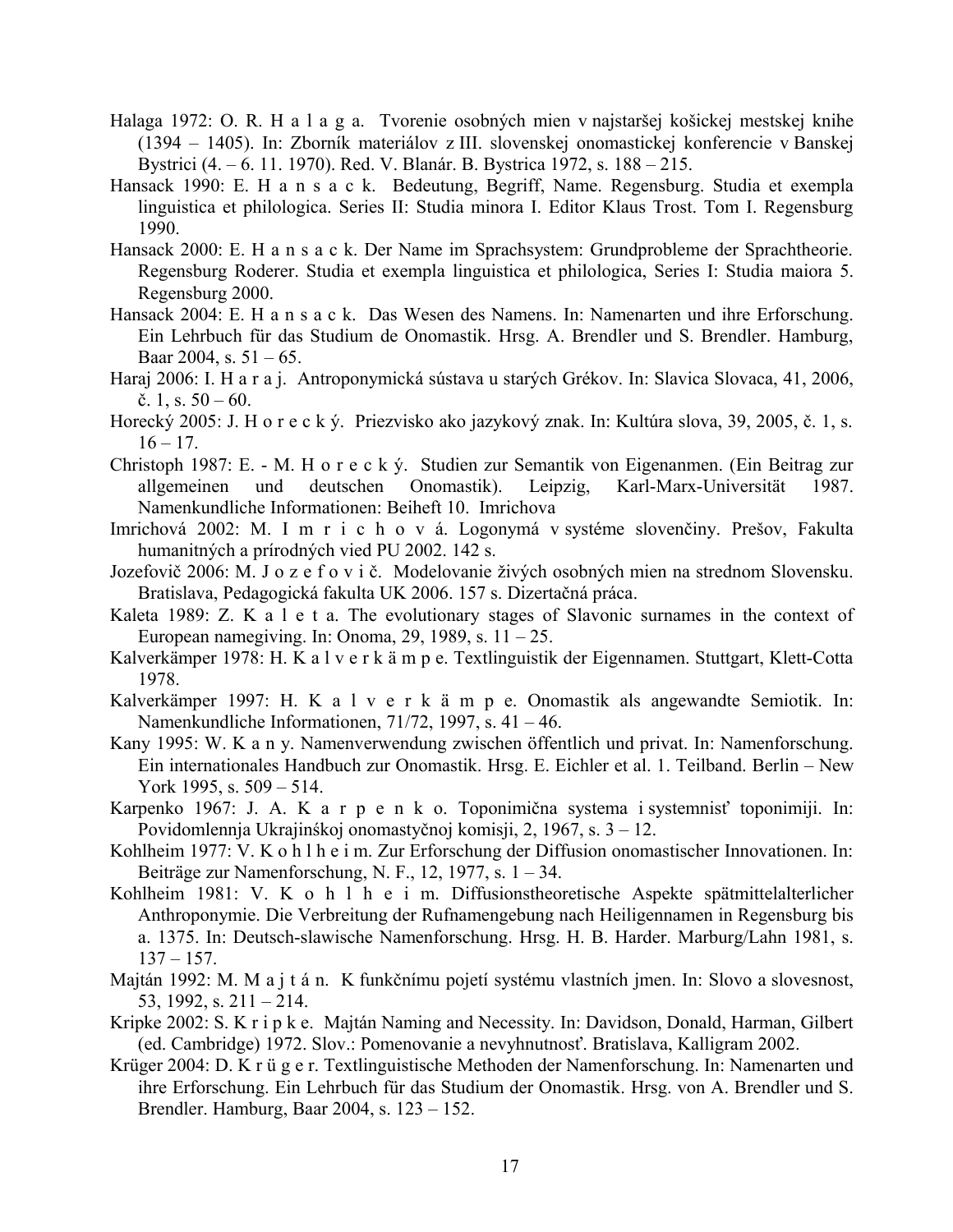Halaga 1972: O. R. H a l a g a. Tvorenie osobných mien v najstaršej košickej mestskej knihe (1394 – 1405). In: Zborník materiálov z III. slovenskej onomastickej konferencie v Banskej Bystrici (4. – 6. 11. 1970). Red. V. Blanár. B. Bystrica 1972, s. 188 – 215.

Hansack 1990: E. H a n s a c k. Bedeutung, Begriff, Name. Regensburg. Studia et exempla linguistica et philologica. Series II: Studia minora I. Editor Klaus Trost. Tom I. Regensburg 1990.

Hansack 2000: E. H a n s a c k. Der Name im Sprachsystem: Grundprobleme der Sprachtheorie. Regensburg Roderer. Studia et exempla linguistica et philologica, Series I: Studia maiora 5. Regensburg 2000.

Hansack 2004: E. H a n s a c k. Das Wesen des Namens. In: Namenarten und ihre Erforschung. Ein Lehrbuch für das Studium de Onomastik. Hrsg. A. Brendler und S. Brendler. Hamburg, Baar 2004, s. 51 – 65.

Haraj 2006: I. H a r a j. Antroponymická sústava u starých Grékov. In: Slavica Slovaca, 41, 2006, č. 1, s. 50 – 60.

Horecký 2005: J. H o r e c k ý. Priezvisko ako jazykový znak. In: Kultúra slova, 39, 2005, č. 1, s. 16 – 17.

Christoph 1987: E. - M. H o r e c k ý. Studien zur Semantik von Eigenanmen. (Ein Beitrag zur allgemeinen und deutschen Onomastik). Leipzig, Karl-Marx-Universität 1987. Namenkundliche Informationen: Beiheft 10. Imrichova

Imrichová 2002: M. I m r i c h o v á. Logonymá v systéme slovenčiny. Prešov, Fakulta humanitných a prírodných vied PU 2002. 142 s.

Jozefovič 2006: M. J o z e f o v i č. Modelovanie živých osobných mien na strednom Slovensku. Bratislava, Pedagogická fakulta UK 2006. 157 s. Dizertačná práca.

Kaleta 1989: Z. K a l e t a. The evolutionary stages of Slavonic surnames in the context of European namegiving. In: Onoma, 29, 1989, s. 11 – 25.

Kalverkämper 1978: H. K a l v e r k ä m p e. Textlinguistik der Eigennamen. Stuttgart, Klett-Cotta 1978.

Kalverkämper 1997: H. K a l v e r k ä m p e. Onomastik als angewandte Semiotik. In: Namenkundliche Informationen, 71/72, 1997, s. 41 – 46.

Kany 1995: W. K a n y. Namenverwendung zwischen öffentlich und privat. In: Namenforschung. Ein internationales Handbuch zur Onomastik. Hrsg. E. Eichler et al. 1. Teilband. Berlin – New York 1995, s. 509 – 514.

Karpenko 1967: J. A. K a r p e n k o. Toponimična systema i systemnisť toponimiji. In: Povidomlennja Ukrajinśkoj onomastyčnoj komisji, 2, 1967, s. 3 – 12.

Kohlheim 1977: V. K o h l h e i m. Zur Erforschung der Diffusion onomastischer Innovationen. In: Beiträge zur Namenforschung, N. F., 12, 1977, s. 1 – 34.

Kohlheim 1981: V. K o h l h e i m. Diffusionstheoretische Aspekte spätmittelalterlicher Anthroponymie. Die Verbreitung der Rufnamengebung nach Heiligennamen in Regensburg bis a. 1375. In: Deutsch-slawische Namenforschung. Hrsg. H. B. Harder. Marburg/Lahn 1981, s. 137 – 157.

Majtán 1992: M. M a j t á n. K funkčnímu pojetí systému vlastních jmen. In: Slovo a slovesnost, 53, 1992, s. 211 – 214.

Kripke 2002: S. K r i p k e. Majtán Naming and Necessity. In: Davidson, Donald, Harman, Gilbert (ed. Cambridge) 1972. Slov.: Pomenovanie a nevyhnutnosť. Bratislava, Kalligram 2002.

Krüger 2004: D. K r ü g e r. Textlinguistische Methoden der Namenforschung. In: Namenarten und ihre Erforschung. Ein Lehrbuch für das Studium der Onomastik. Hrsg. von A. Brendler und S. Brendler. Hamburg, Baar 2004, s. 123 – 152.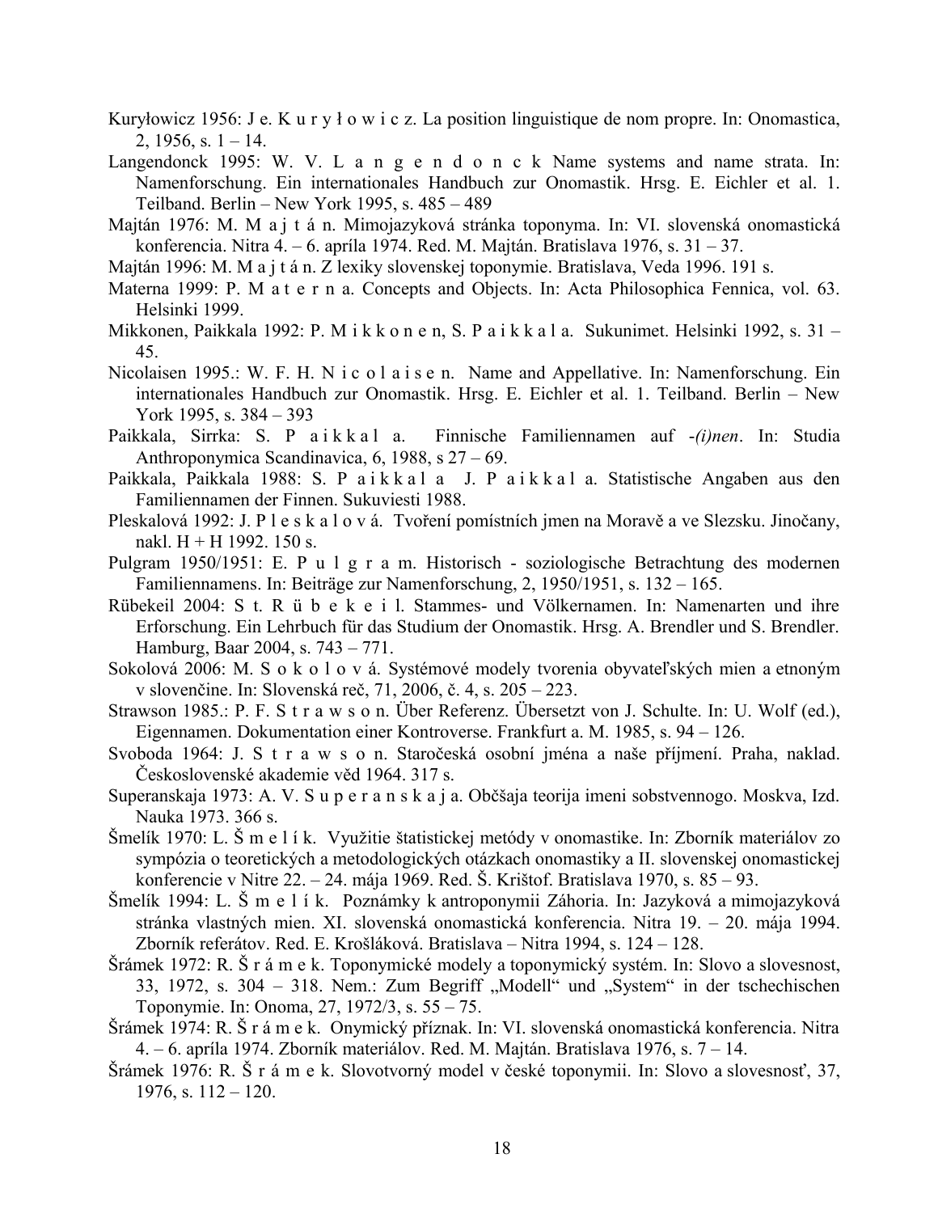Kuryłowicz 1956: J e. K u r y ł o w i c z. La position linguistique de nom propre. In: Onomastica, 2, 1956, s. 1 – 14.

Langendonck 1995: W. V. L a n g e n d o n c k Name systems and name strata. In: Namenforschung. Ein internationales Handbuch zur Onomastik. Hrsg. E. Eichler et al. 1. Teilband. Berlin – New York 1995, s. 485 – 489

Majtán 1976: M. M a j t á n. Mimojazyková stránka toponyma. In: VI. slovenská onomastická konferencia. Nitra 4. – 6. apríla 1974. Red. M. Majtán. Bratislava 1976, s. 31 – 37.

Majtán 1996: M. M a j t á n. Z lexiky slovenskej toponymie. Bratislava, Veda 1996. 191 s.

Materna 1999: P. M a t e r n a. Concepts and Objects. In: Acta Philosophica Fennica, vol. 63. Helsinki 1999.

Mikkonen, Paikkala 1992: P. M i k k o n e n, S. P a i k k a l a. Sukunimet. Helsinki 1992, s. 31 – 45.

Nicolaisen 1995.: W. F. H. N i c o l a i s e n. Name and Appellative. In: Namenforschung. Ein internationales Handbuch zur Onomastik. Hrsg. E. Eichler et al. 1. Teilband. Berlin – New York 1995, s. 384 – 393

Paikkala, Sirrka: S. P a i k k a l a. Finnische Familiennamen auf *-(i)nen*. In: Studia Anthroponymica Scandinavica, 6, 1988, s 27 – 69.

Paikkala, Paikkala 1988: S. P a i k k a l a J. P a i k k a l a. Statistische Angaben aus den Familiennamen der Finnen. Sukuviesti 1988.

Pleskalová 1992: J. P l e s k a l o v á. Tvoření pomístních jmen na Moravě a ve Slezsku. Jinočany, nakl. H + H 1992. 150 s.

Pulgram 1950/1951: E. P u l g r a m. Historisch - soziologische Betrachtung des modernen Familiennamens. In: Beiträge zur Namenforschung, 2, 1950/1951, s. 132 – 165.

Rübekeil 2004: S t. R ü b e k e i l. Stammes- und Völkernamen. In: Namenarten und ihre Erforschung. Ein Lehrbuch für das Studium der Onomastik. Hrsg. A. Brendler und S. Brendler. Hamburg, Baar 2004, s. 743 – 771.

Sokolová 2006: M. S o k o l o v á. Systémové modely tvorenia obyvateľských mien a etnoným v slovenčine. In: Slovenská reč, 71, 2006, č. 4, s. 205 – 223.

Strawson 1985.: P. F. S t r a w s o n. Über Referenz. Übersetzt von J. Schulte. In: U. Wolf (ed.), Eigennamen. Dokumentation einer Kontroverse. Frankfurt a. M. 1985, s. 94 – 126.

Svoboda 1964: J. S t r a w s o n. Staročeská osobní jména a naše příjmení. Praha, naklad. Československé akademie věd 1964. 317 s.

Superanskaja 1973: A. V. S u p e r a n s k a j a. Obcšaja teorija imeni sobstvennogo. Moskva, Izd. Nauka 1973. 366 s.

Šmelík 1970: L. Š m e l í k. Využitie štatistickej metódy v onomastike. In: Zborník materiálov zo sympózia o teoretických a metodologických otázkach onomastiky a II. slovenskej onomastickej konferencie v Nitre 22. – 24. mája 1969. Red. Š. Krištof. Bratislava 1970, s. 85 – 93.

Šmelík 1994: L. Š m e l í k. Poznámky k antroponymii Záhoria. In: Jazyková a mimojazyková stránka vlastných mien. XI. slovenská onomastická konferencia. Nitra 19. – 20. mája 1994. Zborník referátov. Red. E. Krošláková. Bratislava – Nitra 1994, s. 124 – 128.

Šrámek 1972: R. Š r á m e k. Toponymické modely a toponymický systém. In: Slovo a slovesnost, 33, 1972, s. 304 – 318. Nem.: Zum Begriff „Modell" und „System" in der tschechischen Toponymie. In: Onoma, 27, 1972/3, s. 55 – 75.

Šrámek 1974: R. Š r á m e k. Onymický příznak. In: VI. slovenská onomastická konferencia. Nitra 4. – 6. apríla 1974. Zborník materiálov. Red. M. Majtán. Bratislava 1976, s. 7 – 14.

Šrámek 1976: R. Š r á m e k. Slovotvorný model v české toponymii. In: Slovo a slovesnosť, 37, 1976, s. 112 – 120.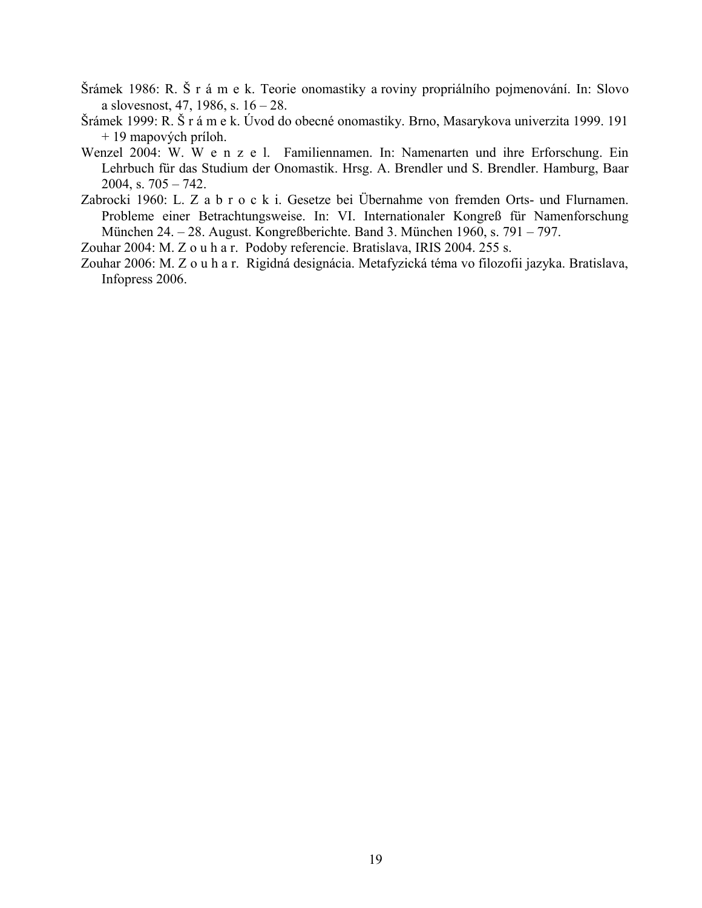Šrámek 1986: R. Š r á m e k. Teorie onomastiky a roviny propriálního pojmenování. In: Slovo a slovesnost, 47, 1986, s. 16 – 28.

Šrámek 1999: R. Š r á m e k. Úvod do obecné onomastiky. Brno, Masarykova univerzita 1999. 191 + 19 mapových príloh.

Wenzel 2004: W. W e n z e l. Familiennamen. In: Namenarten und ihre Erforschung. Ein Lehrbuch für das Studium der Onomastik. Hrsg. A. Brendler und S. Brendler. Hamburg, Baar 2004, s. 705 – 742.

Zabrocki 1960: L. Z a b r o c k i. Gesetze bei Übernahme von fremden Orts- und Flurnamen. Probleme einer Betrachtungsweise. In: VI. Internationaler Kongreß für Namenforschung München 24. – 28. August. Kongreßberichte. Band 3. München 1960, s. 791 – 797.

Zouhar 2004: M. Z o u h a r. Podoby referencie. Bratislava, IRIS 2004. 255 s.

Zouhar 2006: M. Z o u h a r. Rigidná designácia. Metafyzická téma vo filozofii jazyka. Bratislava, Infopress 2006.